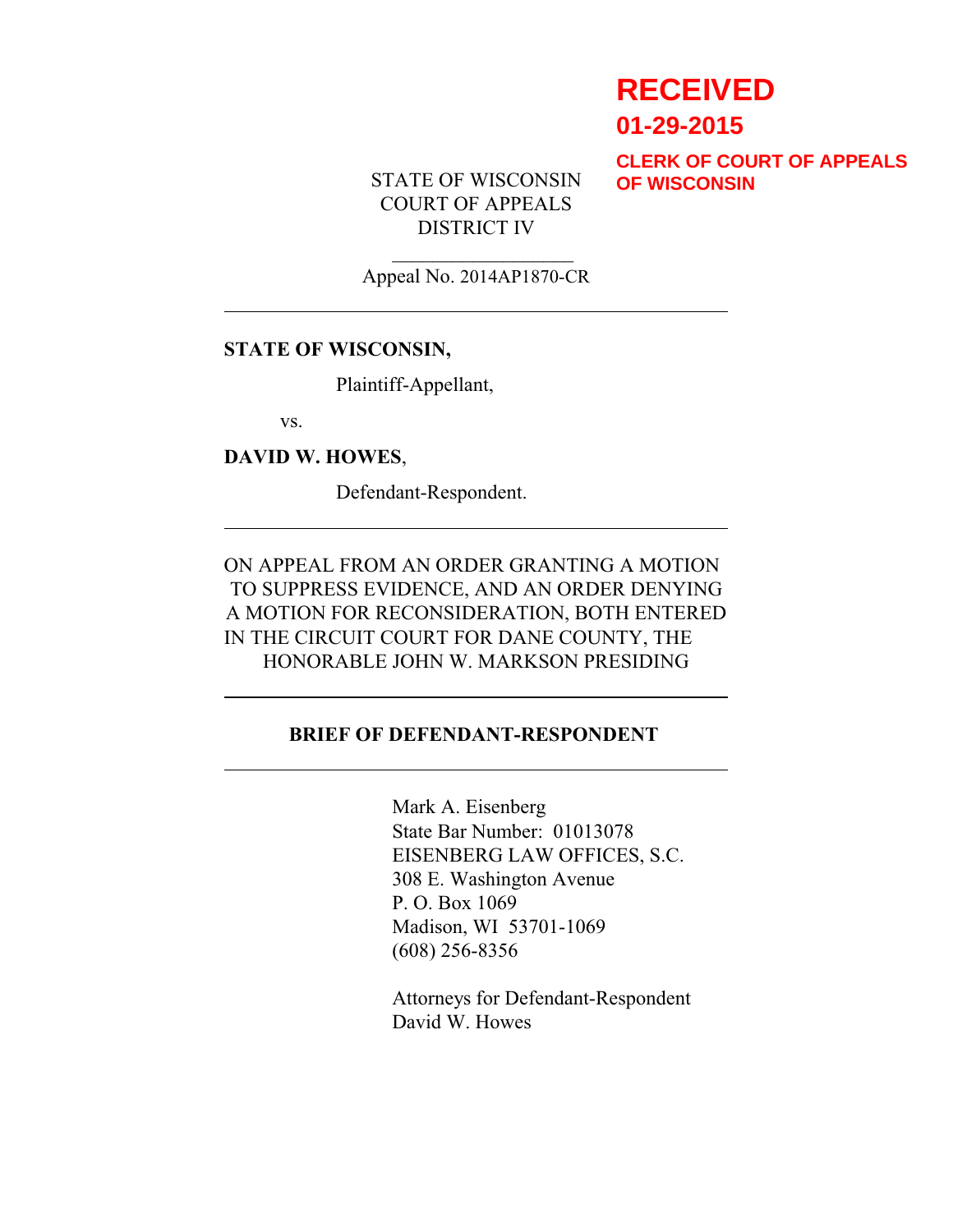**RECEIVED**

**01-29-2015**

**CLERK OF COURT OF APPEALS OF WISCONSIN**

STATE OF WISCONSIN
COURT OF APPEALS
DISTRICT IV

Appeal No. 2014AP1870-CR

---

**STATE OF WISCONSIN,**

Plaintiff-Appellant,

vs.

**DAVID W. HOWES**,

Defendant-Respondent.

---

ON APPEAL FROM AN ORDER GRANTING A MOTION TO SUPPRESS EVIDENCE, AND AN ORDER DENYING A MOTION FOR RECONSIDERATION, BOTH ENTERED IN THE CIRCUIT COURT FOR DANE COUNTY, THE HONORABLE JOHN W. MARKSON PRESIDING

---

**BRIEF OF DEFENDANT-RESPONDENT**

---

Mark A. Eisenberg
State Bar Number: 01013078
EISENBERG LAW OFFICES, S.C.
308 E. Washington Avenue
P. O. Box 1069
Madison, WI 53701-1069
(608) 256-8356

Attorneys for Defendant-Respondent
David W. Howes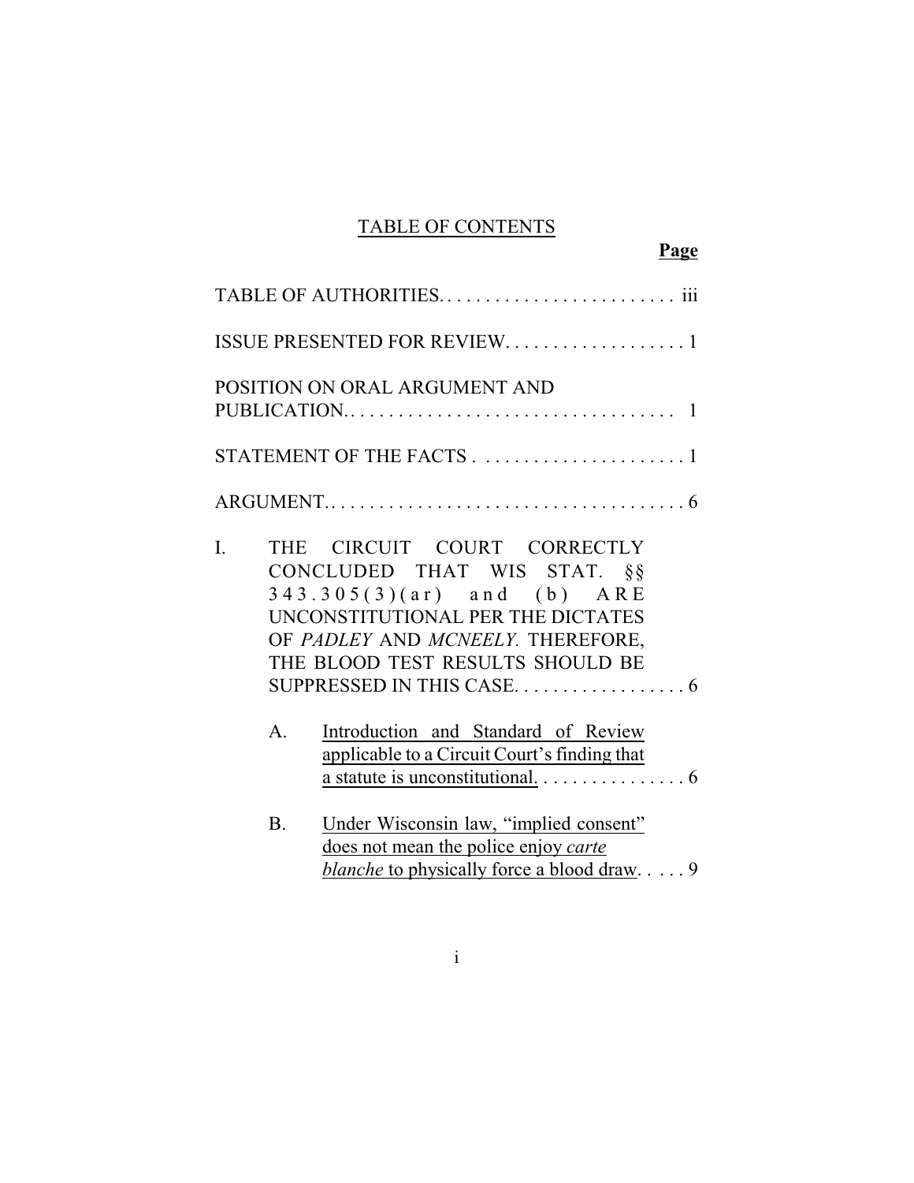<u>TABLE OF CONTENTS</u>

**<u>Page</u>**

TABLE OF AUTHORITIES. . . . . . . . . . . . . . . . . . . . . . . . . iii

ISSUE PRESENTED FOR REVIEW. . . . . . . . . . . . . . . . . . . 1

POSITION ON ORAL ARGUMENT AND PUBLICATION.. . . . . . . . . . . . . . . . . . . . . . . . . . . . . . . . . . 1

STATEMENT OF THE FACTS . . . . . . . . . . . . . . . . . . . . . . 1

ARGUMENT.. . . . . . . . . . . . . . . . . . . . . . . . . . . . . . . . . . . . . 6

I. THE CIRCUIT COURT CORRECTLY CONCLUDED THAT WIS STAT. §§ 343.305(3)(ar) and (b) ARE UNCONSTITUTIONAL PER THE DICTATES OF *PADLEY* AND *MCNEELY*. THEREFORE, THE BLOOD TEST RESULTS SHOULD BE SUPPRESSED IN THIS CASE. . . . . . . . . . . . . . . . . . 6

A. <u>Introduction and Standard of Review applicable to a Circuit Court's finding that a statute is unconstitutional</u>. . . . . . . . . . . . . . . . 6

B. <u>Under Wisconsin law, "implied consent" does not mean the police enjoy *carte blanche* to physically force a blood draw</u>. . . . . 9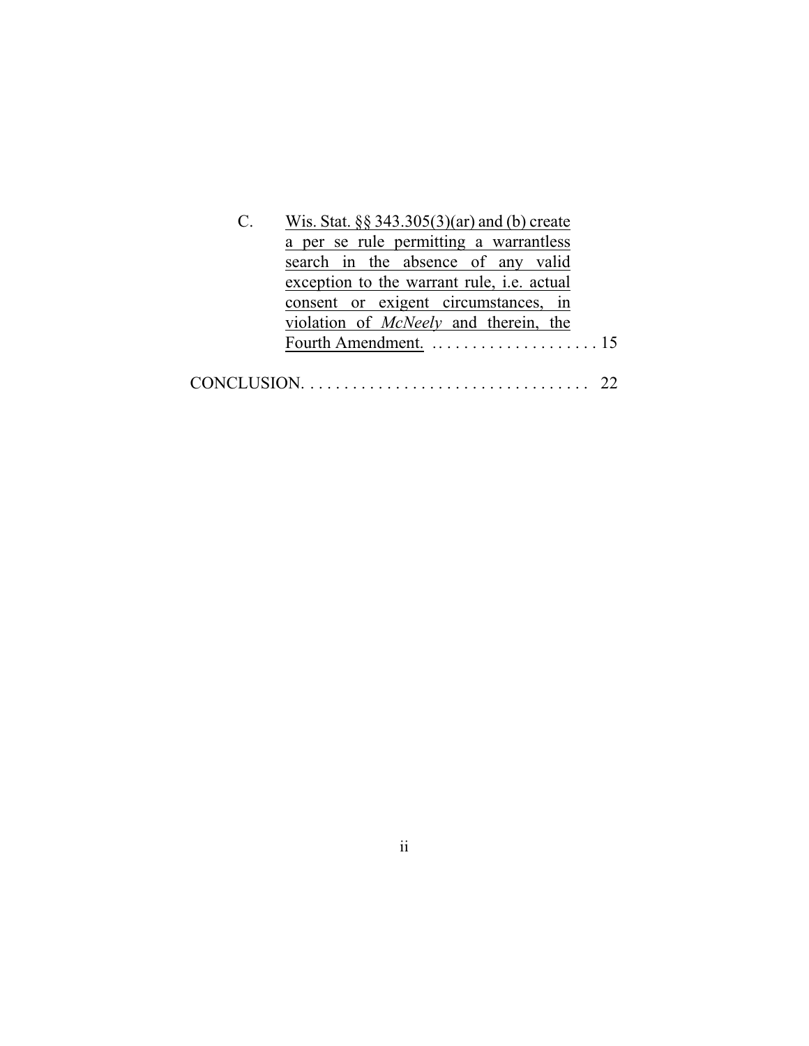C. Wis. Stat. §§ 343.305(3)(ar) and (b) create a per se rule permitting a warrantless search in the absence of any valid exception to the warrant rule, i.e. actual consent or exigent circumstances, in violation of *McNeely* and therein, the Fourth Amendment. . . . . . . . . . . . . . . . . . . . . 15

CONCLUSION. . . . . . . . . . . . . . . . . . . . . . . . . . . . . . . . . . . 22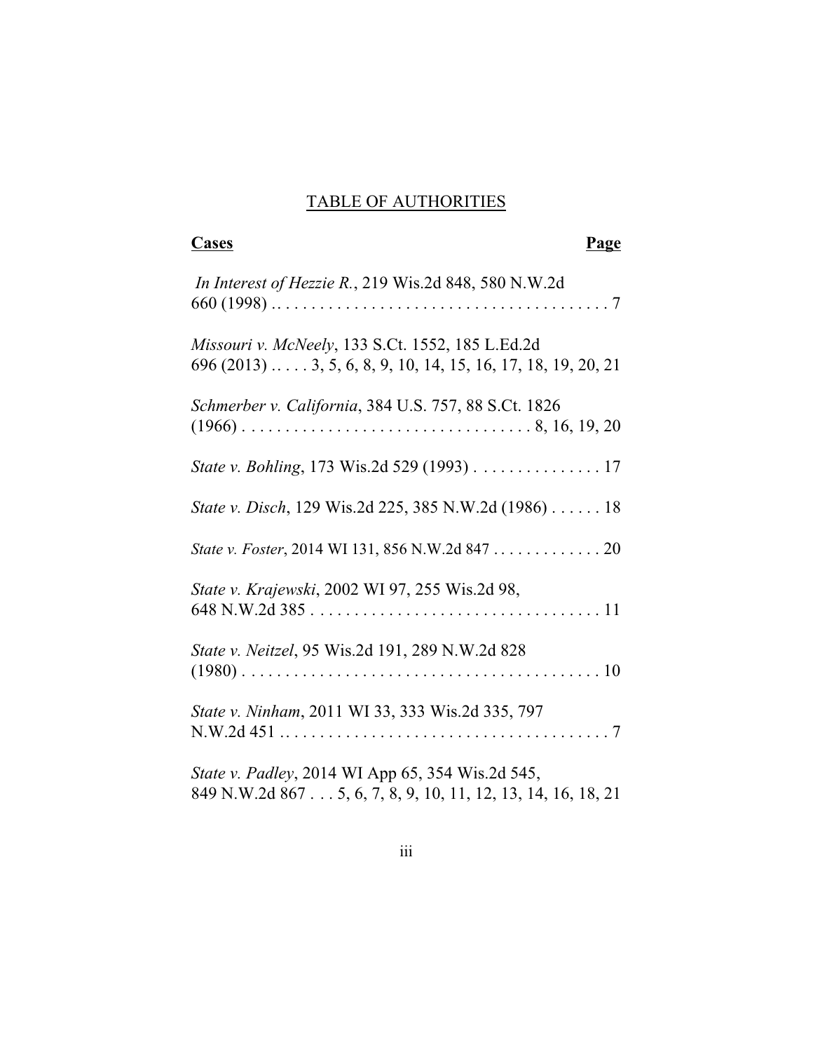# TABLE OF AUTHORITIES

| **Cases** | **Page** |
|---|---|
| *In Interest of Hezzie R.*, 219 Wis.2d 848, 580 N.W.2d 660 (1998) | 7 |
| *Missouri v. McNeely*, 133 S.Ct. 1552, 185 L.Ed.2d 696 (2013) | 3, 5, 6, 8, 9, 10, 14, 15, 16, 17, 18, 19, 20, 21 |
| *Schmerber v. California*, 384 U.S. 757, 88 S.Ct. 1826 (1966) | 8, 16, 19, 20 |
| *State v. Bohling*, 173 Wis.2d 529 (1993) | 17 |
| *State v. Disch*, 129 Wis.2d 225, 385 N.W.2d (1986) | 18 |
| *State v. Foster*, 2014 WI 131, 856 N.W.2d 847 | 20 |
| *State v. Krajewski*, 2002 WI 97, 255 Wis.2d 98, 648 N.W.2d 385 | 11 |
| *State v. Neitzel*, 95 Wis.2d 191, 289 N.W.2d 828 (1980) | 10 |
| *State v. Ninham*, 2011 WI 33, 333 Wis.2d 335, 797 N.W.2d 451 | 7 |
| *State v. Padley*, 2014 WI App 65, 354 Wis.2d 545, 849 N.W.2d 867 | 5, 6, 7, 8, 9, 10, 11, 12, 13, 14, 16, 18, 21 |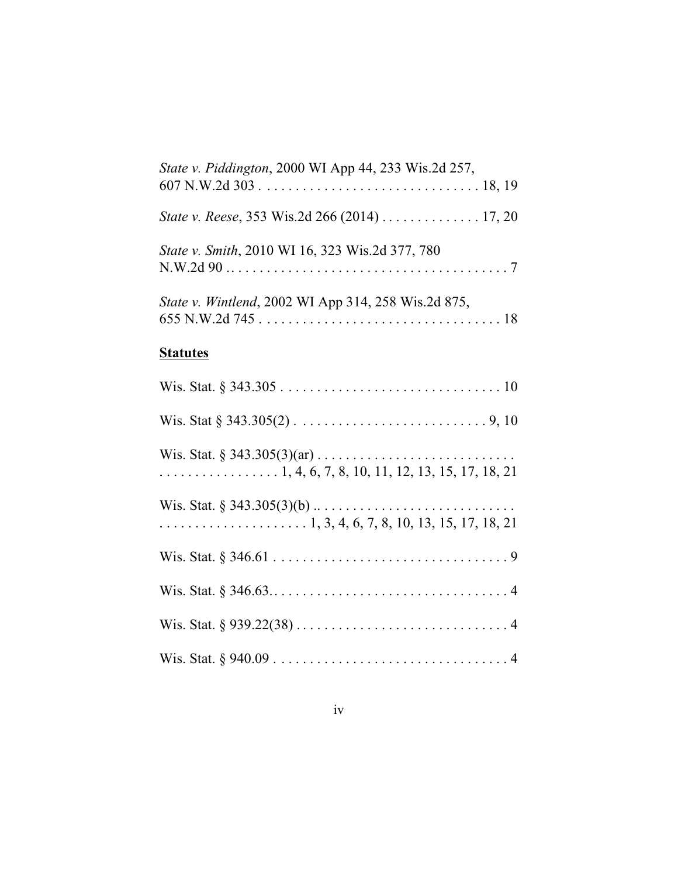*State v. Piddington*, 2000 WI App 44, 233 Wis.2d 257, 607 N.W.2d 303 . . . . . . . . . . . . . . . . . . . . . . . . . . . . . . . 18, 19

*State v. Reese*, 353 Wis.2d 266 (2014) . . . . . . . . . . . . . . 17, 20

*State v. Smith*, 2010 WI 16, 323 Wis.2d 377, 780 N.W.2d 90 . . . . . . . . . . . . . . . . . . . . . . . . . . . . . . . . . . . . . . . . 7

*State v. Wintlend*, 2002 WI App 314, 258 Wis.2d 875, 655 N.W.2d 745 . . . . . . . . . . . . . . . . . . . . . . . . . . . . . . . . . . 18

**Statutes**

Wis. Stat. § 343.305 . . . . . . . . . . . . . . . . . . . . . . . . . . . . . . . 10

Wis. Stat § 343.305(2) . . . . . . . . . . . . . . . . . . . . . . . . . . . 9, 10

Wis. Stat. § 343.305(3)(ar) . . . . . . . . . . . . . . . . . . . . . . . . . . . . . . . . . . . . . . . . . . . . . 1, 4, 6, 7, 8, 10, 11, 12, 13, 15, 17, 18, 21

Wis. Stat. § 343.305(3)(b) .. . . . . . . . . . . . . . . . . . . . . . . . . . . . . . . . . . . . . . . . . . . . . . . . 1, 3, 4, 6, 7, 8, 10, 13, 15, 17, 18, 21

Wis. Stat. § 346.61 . . . . . . . . . . . . . . . . . . . . . . . . . . . . . . . . . 9

Wis. Stat. § 346.63. . . . . . . . . . . . . . . . . . . . . . . . . . . . . . . . . . 4

Wis. Stat. § 939.22(38) . . . . . . . . . . . . . . . . . . . . . . . . . . . . . . 4

Wis. Stat. § 940.09 . . . . . . . . . . . . . . . . . . . . . . . . . . . . . . . . . 4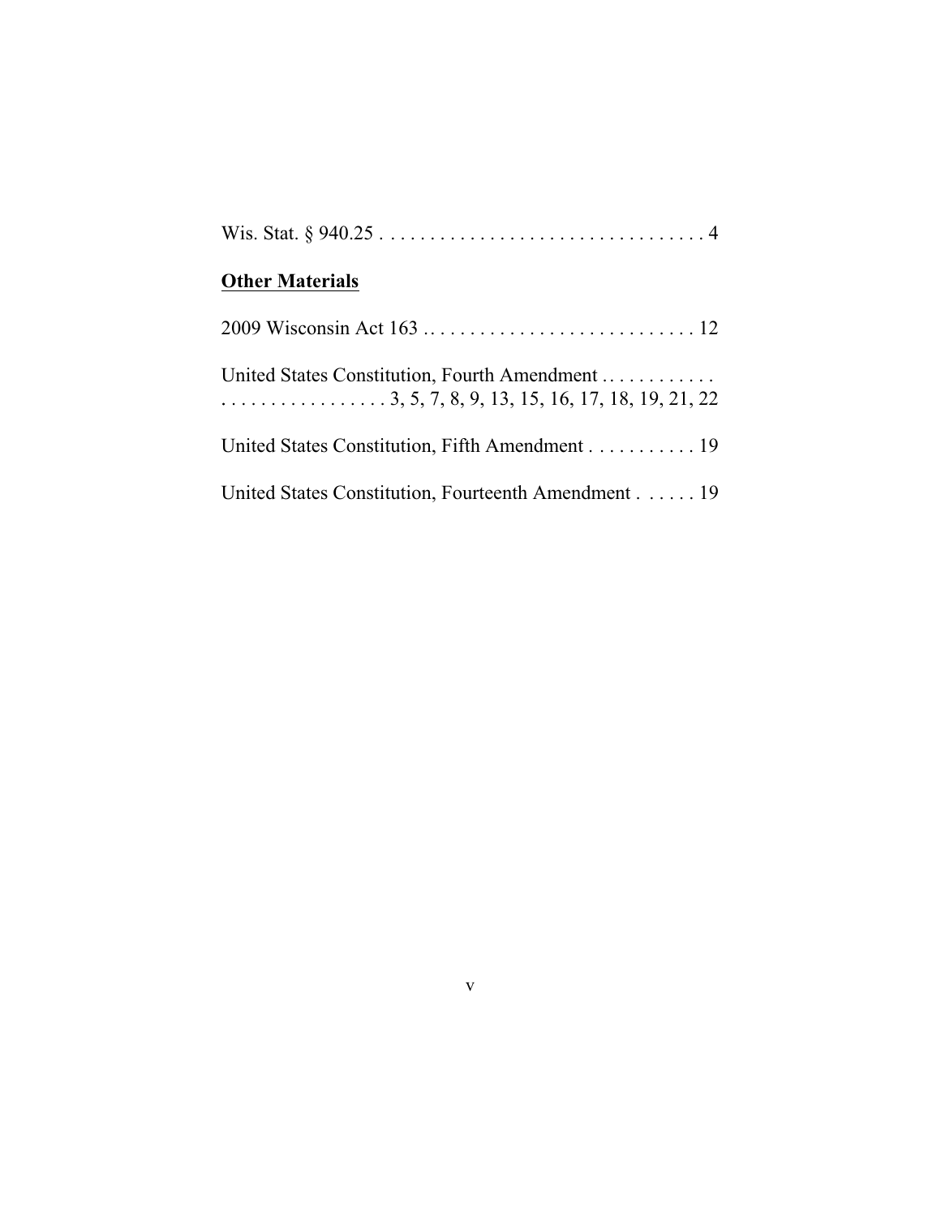Wis. Stat. § 940.25 . . . . . . . . . . . . . . . . . . . . . . . . . . . . . . . . . 4

**<u>Other Materials</u>**

2009 Wisconsin Act 163 . . . . . . . . . . . . . . . . . . . . . . . . . . . . 12

United States Constitution, Fourth Amendment . . . . . . . . . . . . . . . . . . . . . . . . . . . . . 3, 5, 7, 8, 9, 13, 15, 16, 17, 18, 19, 21, 22

United States Constitution, Fifth Amendment . . . . . . . . . . . 19

United States Constitution, Fourteenth Amendment . . . . . . 19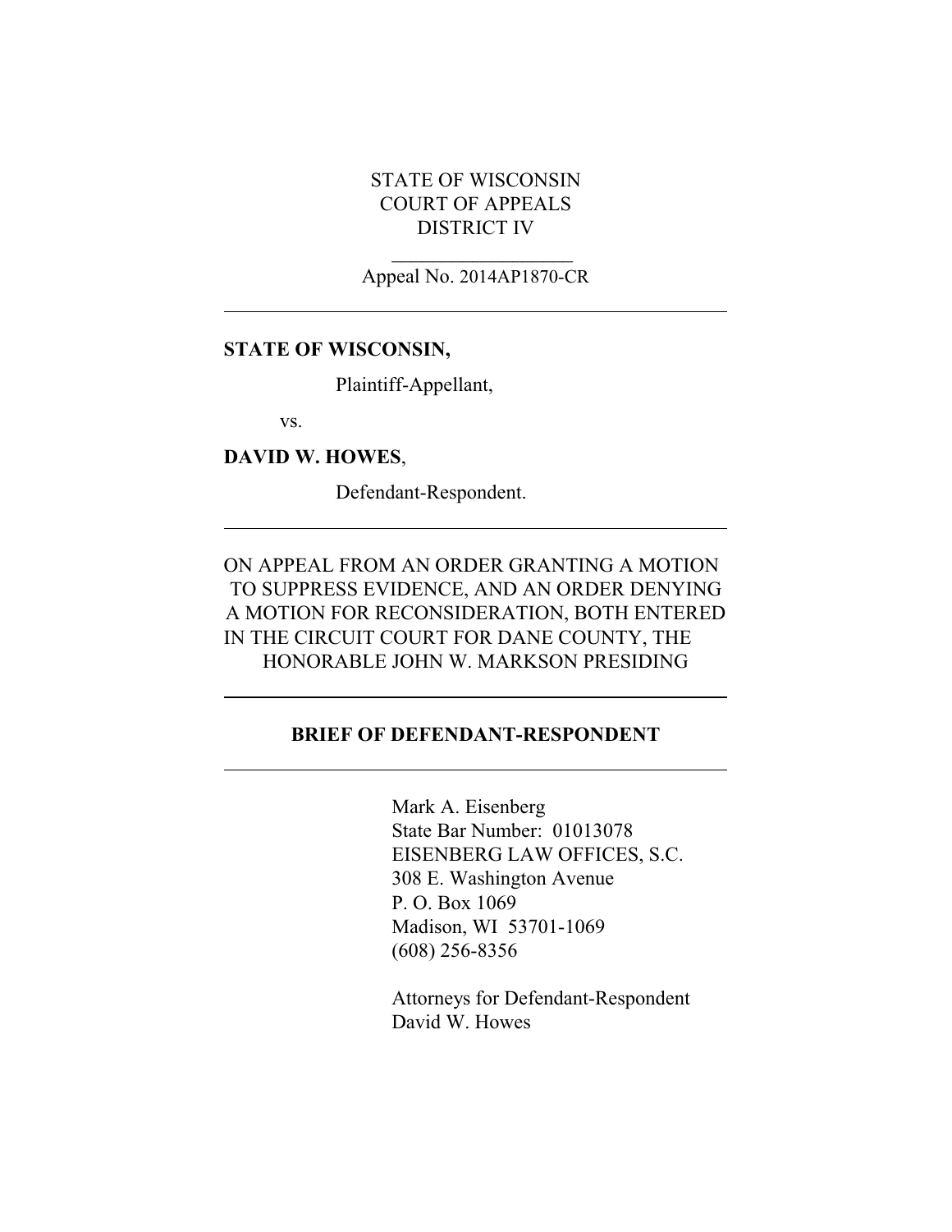STATE OF WISCONSIN
COURT OF APPEALS
DISTRICT IV

Appeal No. 2014AP1870-CR

---

**STATE OF WISCONSIN,**

Plaintiff-Appellant,

vs.

**DAVID W. HOWES**,

Defendant-Respondent.

---

ON APPEAL FROM AN ORDER GRANTING A MOTION TO SUPPRESS EVIDENCE, AND AN ORDER DENYING A MOTION FOR RECONSIDERATION, BOTH ENTERED IN THE CIRCUIT COURT FOR DANE COUNTY, THE HONORABLE JOHN W. MARKSON PRESIDING

---

**BRIEF OF DEFENDANT-RESPONDENT**

---

Mark A. Eisenberg
State Bar Number: 01013078
EISENBERG LAW OFFICES, S.C.
308 E. Washington Avenue
P. O. Box 1069
Madison, WI 53701-1069
(608) 256-8356

Attorneys for Defendant-Respondent
David W. Howes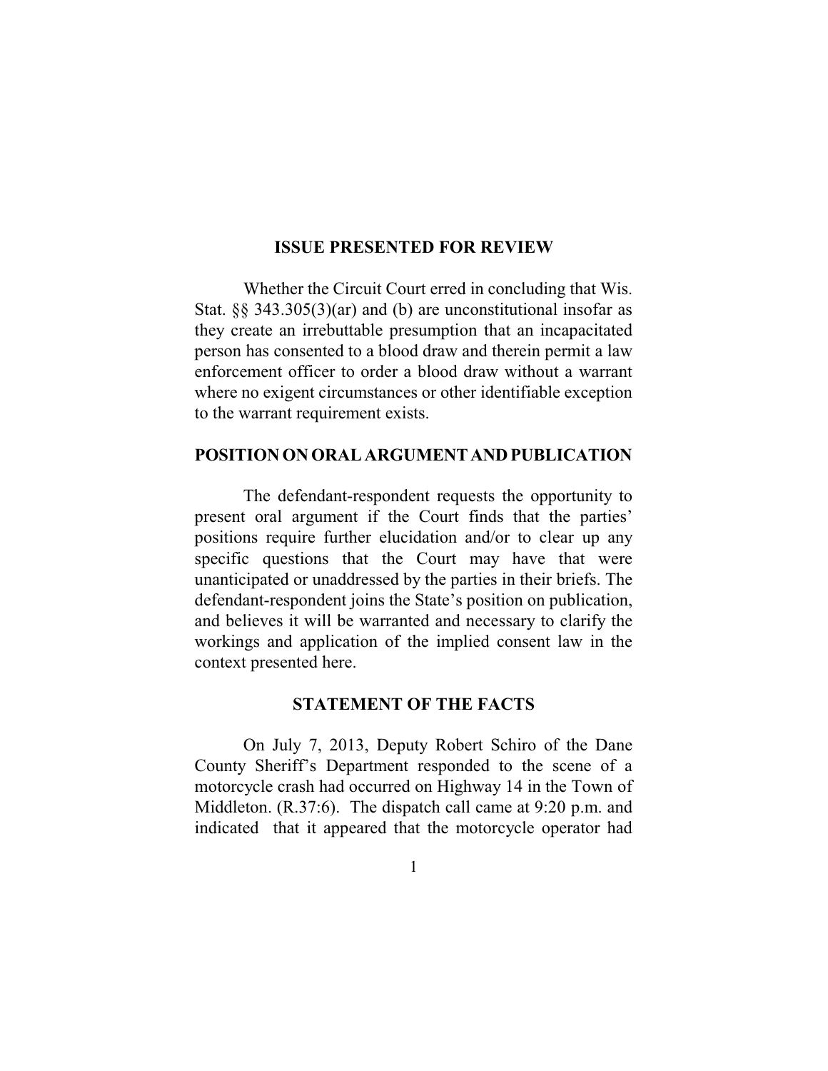## ISSUE PRESENTED FOR REVIEW

Whether the Circuit Court erred in concluding that Wis. Stat. §§ 343.305(3)(ar) and (b) are unconstitutional insofar as they create an irrebuttable presumption that an incapacitated person has consented to a blood draw and therein permit a law enforcement officer to order a blood draw without a warrant where no exigent circumstances or other identifiable exception to the warrant requirement exists.

## POSITION ON ORAL ARGUMENT AND PUBLICATION

The defendant-respondent requests the opportunity to present oral argument if the Court finds that the parties' positions require further elucidation and/or to clear up any specific questions that the Court may have that were unanticipated or unaddressed by the parties in their briefs. The defendant-respondent joins the State's position on publication, and believes it will be warranted and necessary to clarify the workings and application of the implied consent law in the context presented here.

## STATEMENT OF THE FACTS

On July 7, 2013, Deputy Robert Schiro of the Dane County Sheriff's Department responded to the scene of a motorcycle crash had occurred on Highway 14 in the Town of Middleton. (R.37:6). The dispatch call came at 9:20 p.m. and indicated that it appeared that the motorcycle operator had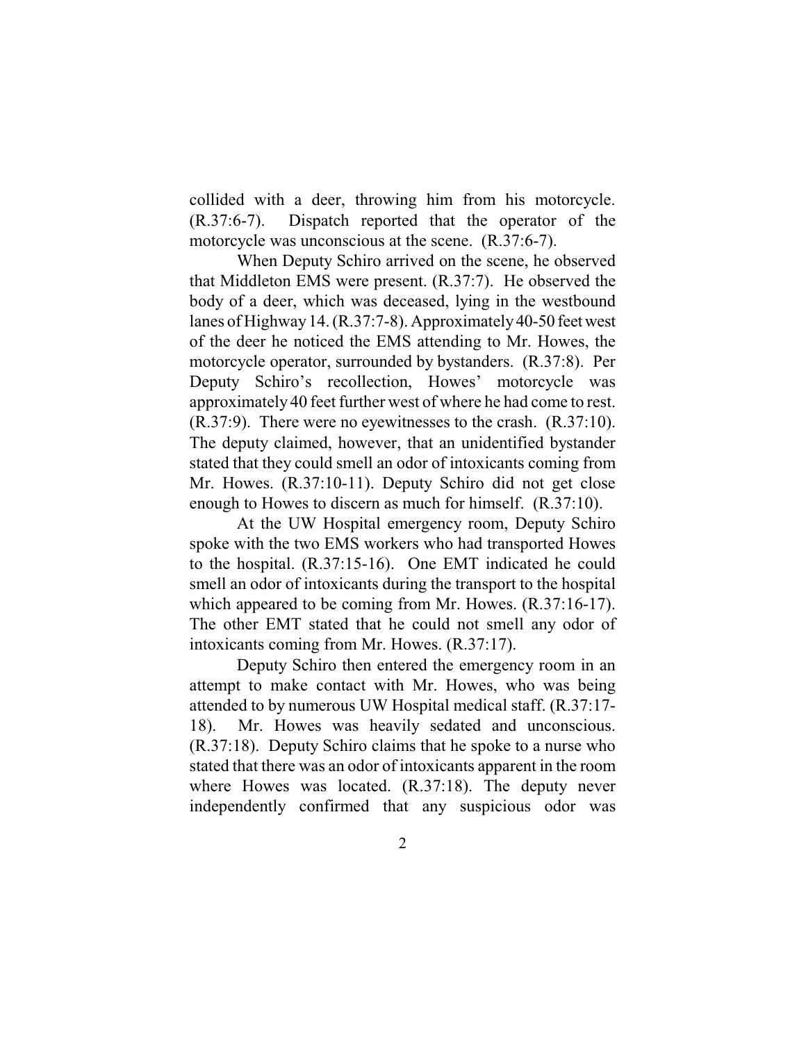collided with a deer, throwing him from his motorcycle. (R.37:6-7). Dispatch reported that the operator of the motorcycle was unconscious at the scene. (R.37:6-7).

When Deputy Schiro arrived on the scene, he observed that Middleton EMS were present. (R.37:7). He observed the body of a deer, which was deceased, lying in the westbound lanes of Highway 14. (R.37:7-8). Approximately 40-50 feet west of the deer he noticed the EMS attending to Mr. Howes, the motorcycle operator, surrounded by bystanders. (R.37:8). Per Deputy Schiro's recollection, Howes' motorcycle was approximately 40 feet further west of where he had come to rest. (R.37:9). There were no eyewitnesses to the crash. (R.37:10). The deputy claimed, however, that an unidentified bystander stated that they could smell an odor of intoxicants coming from Mr. Howes. (R.37:10-11). Deputy Schiro did not get close enough to Howes to discern as much for himself. (R.37:10).

At the UW Hospital emergency room, Deputy Schiro spoke with the two EMS workers who had transported Howes to the hospital. (R.37:15-16). One EMT indicated he could smell an odor of intoxicants during the transport to the hospital which appeared to be coming from Mr. Howes. (R.37:16-17). The other EMT stated that he could not smell any odor of intoxicants coming from Mr. Howes. (R.37:17).

Deputy Schiro then entered the emergency room in an attempt to make contact with Mr. Howes, who was being attended to by numerous UW Hospital medical staff. (R.37:17-18). Mr. Howes was heavily sedated and unconscious. (R.37:18). Deputy Schiro claims that he spoke to a nurse who stated that there was an odor of intoxicants apparent in the room where Howes was located. (R.37:18). The deputy never independently confirmed that any suspicious odor was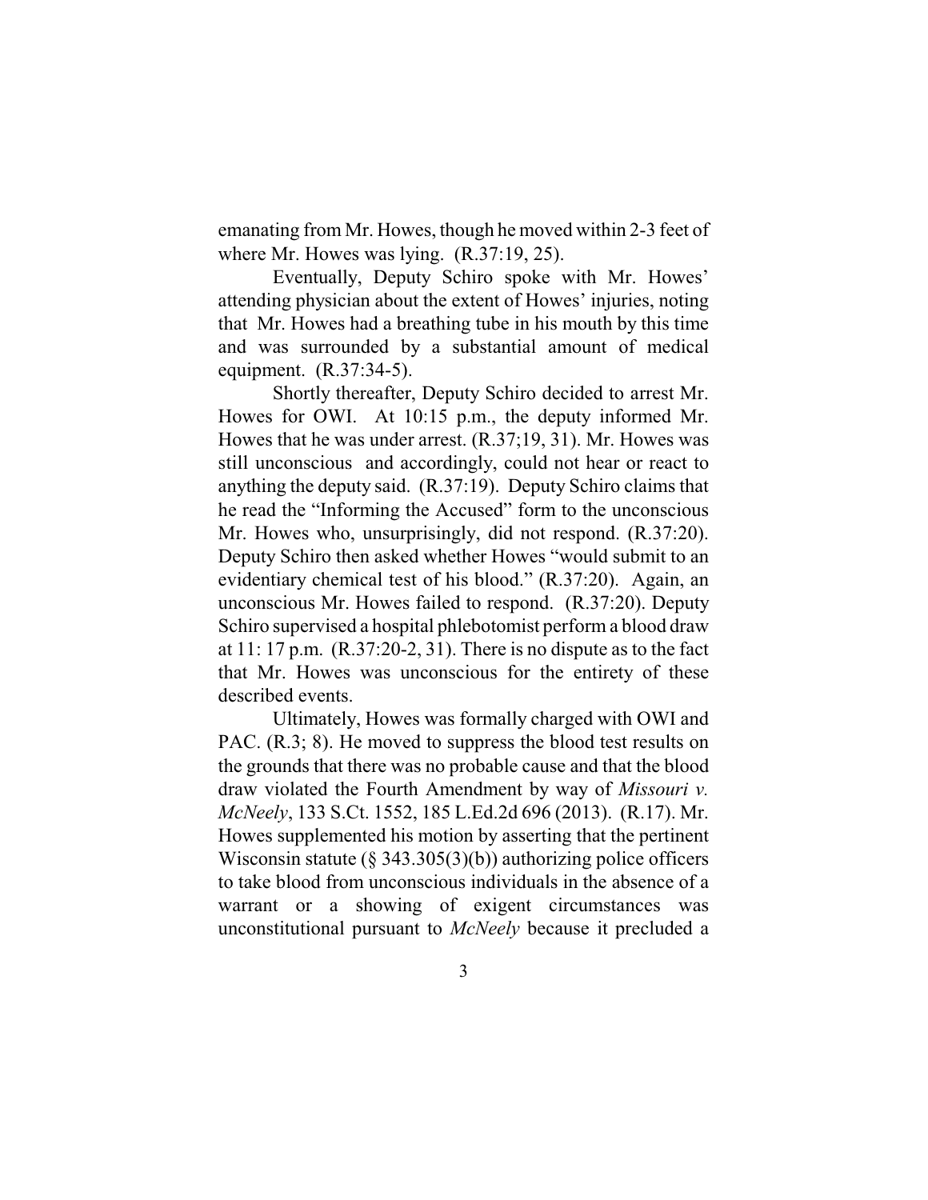emanating from Mr. Howes, though he moved within 2-3 feet of where Mr. Howes was lying. (R.37:19, 25).

Eventually, Deputy Schiro spoke with Mr. Howes' attending physician about the extent of Howes' injuries, noting that Mr. Howes had a breathing tube in his mouth by this time and was surrounded by a substantial amount of medical equipment. (R.37:34-5).

Shortly thereafter, Deputy Schiro decided to arrest Mr. Howes for OWI. At 10:15 p.m., the deputy informed Mr. Howes that he was under arrest. (R.37;19, 31). Mr. Howes was still unconscious and accordingly, could not hear or react to anything the deputy said. (R.37:19). Deputy Schiro claims that he read the "Informing the Accused" form to the unconscious Mr. Howes who, unsurprisingly, did not respond. (R.37:20). Deputy Schiro then asked whether Howes "would submit to an evidentiary chemical test of his blood." (R.37:20). Again, an unconscious Mr. Howes failed to respond. (R.37:20). Deputy Schiro supervised a hospital phlebotomist perform a blood draw at 11: 17 p.m. (R.37:20-2, 31). There is no dispute as to the fact that Mr. Howes was unconscious for the entirety of these described events.

Ultimately, Howes was formally charged with OWI and PAC. (R.3; 8). He moved to suppress the blood test results on the grounds that there was no probable cause and that the blood draw violated the Fourth Amendment by way of *Missouri v. McNeely*, 133 S.Ct. 1552, 185 L.Ed.2d 696 (2013). (R.17). Mr. Howes supplemented his motion by asserting that the pertinent Wisconsin statute (§ 343.305(3)(b)) authorizing police officers to take blood from unconscious individuals in the absence of a warrant or a showing of exigent circumstances was unconstitutional pursuant to *McNeely* because it precluded a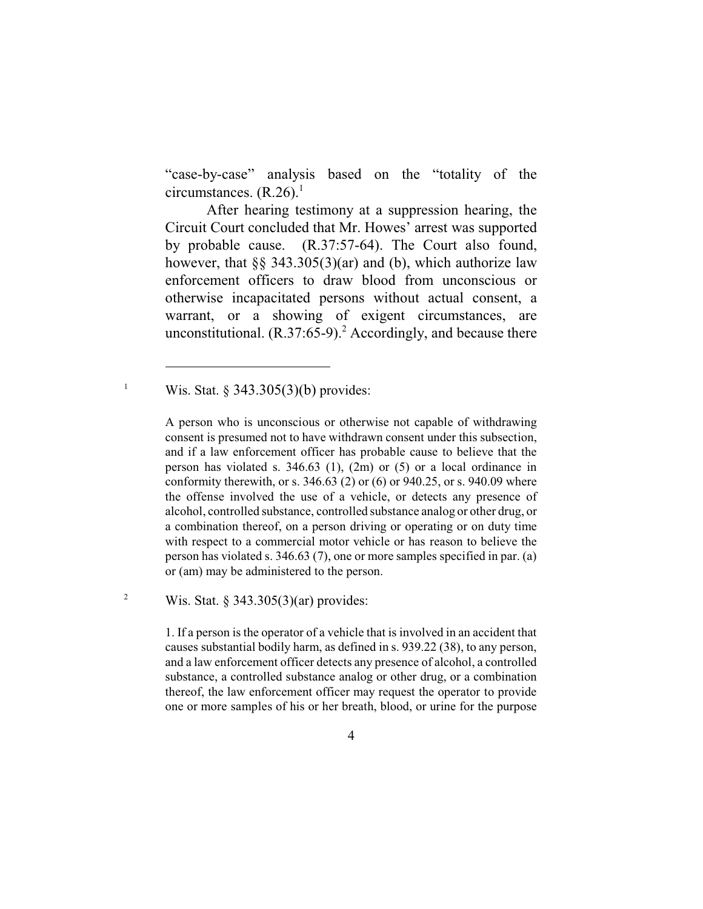"case-by-case" analysis based on the "totality of the circumstances. (R.26).[1]

After hearing testimony at a suppression hearing, the Circuit Court concluded that Mr. Howes' arrest was supported by probable cause. (R.37:57-64). The Court also found, however, that §§ 343.305(3)(ar) and (b), which authorize law enforcement officers to draw blood from unconscious or otherwise incapacitated persons without actual consent, a warrant, or a showing of exigent circumstances, are unconstitutional. (R.37:65-9).[2] Accordingly, and because there

---

[1] Wis. Stat. § 343.305(3)(b) provides:

> A person who is unconscious or otherwise not capable of withdrawing consent is presumed not to have withdrawn consent under this subsection, and if a law enforcement officer has probable cause to believe that the person has violated s. 346.63 (1), (2m) or (5) or a local ordinance in conformity therewith, or s. 346.63 (2) or (6) or 940.25, or s. 940.09 where the offense involved the use of a vehicle, or detects any presence of alcohol, controlled substance, controlled substance analog or other drug, or a combination thereof, on a person driving or operating or on duty time with respect to a commercial motor vehicle or has reason to believe the person has violated s. 346.63 (7), one or more samples specified in par. (a) or (am) may be administered to the person.

[2] Wis. Stat. § 343.305(3)(ar) provides:

> 1. If a person is the operator of a vehicle that is involved in an accident that causes substantial bodily harm, as defined in s. 939.22 (38), to any person, and a law enforcement officer detects any presence of alcohol, a controlled substance, a controlled substance analog or other drug, or a combination thereof, the law enforcement officer may request the operator to provide one or more samples of his or her breath, blood, or urine for the purpose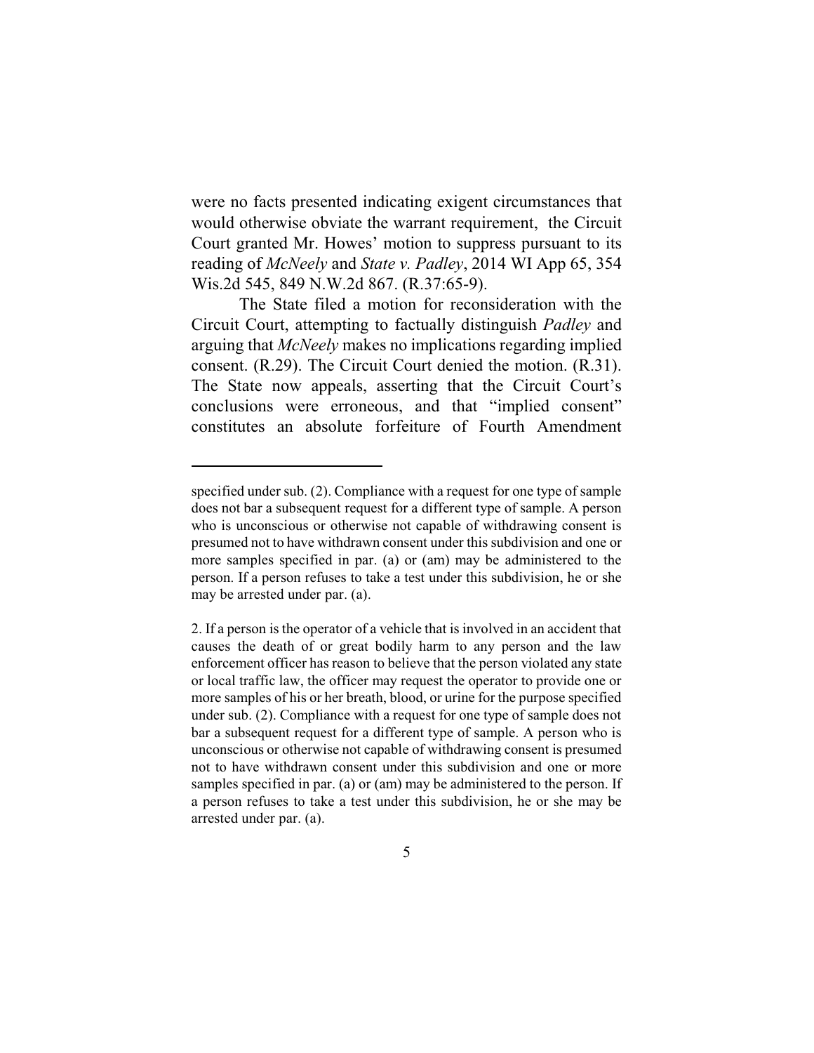were no facts presented indicating exigent circumstances that would otherwise obviate the warrant requirement, the Circuit Court granted Mr. Howes' motion to suppress pursuant to its reading of *McNeely* and *State v. Padley*, 2014 WI App 65, 354 Wis.2d 545, 849 N.W.2d 867. (R.37:65-9).

The State filed a motion for reconsideration with the Circuit Court, attempting to factually distinguish *Padley* and arguing that *McNeely* makes no implications regarding implied consent. (R.29). The Circuit Court denied the motion. (R.31). The State now appeals, asserting that the Circuit Court's conclusions were erroneous, and that "implied consent" constitutes an absolute forfeiture of Fourth Amendment

---

specified under sub. (2). Compliance with a request for one type of sample does not bar a subsequent request for a different type of sample. A person who is unconscious or otherwise not capable of withdrawing consent is presumed not to have withdrawn consent under this subdivision and one or more samples specified in par. (a) or (am) may be administered to the person. If a person refuses to take a test under this subdivision, he or she may be arrested under par. (a).

2. If a person is the operator of a vehicle that is involved in an accident that causes the death of or great bodily harm to any person and the law enforcement officer has reason to believe that the person violated any state or local traffic law, the officer may request the operator to provide one or more samples of his or her breath, blood, or urine for the purpose specified under sub. (2). Compliance with a request for one type of sample does not bar a subsequent request for a different type of sample. A person who is unconscious or otherwise not capable of withdrawing consent is presumed not to have withdrawn consent under this subdivision and one or more samples specified in par. (a) or (am) may be administered to the person. If a person refuses to take a test under this subdivision, he or she may be arrested under par. (a).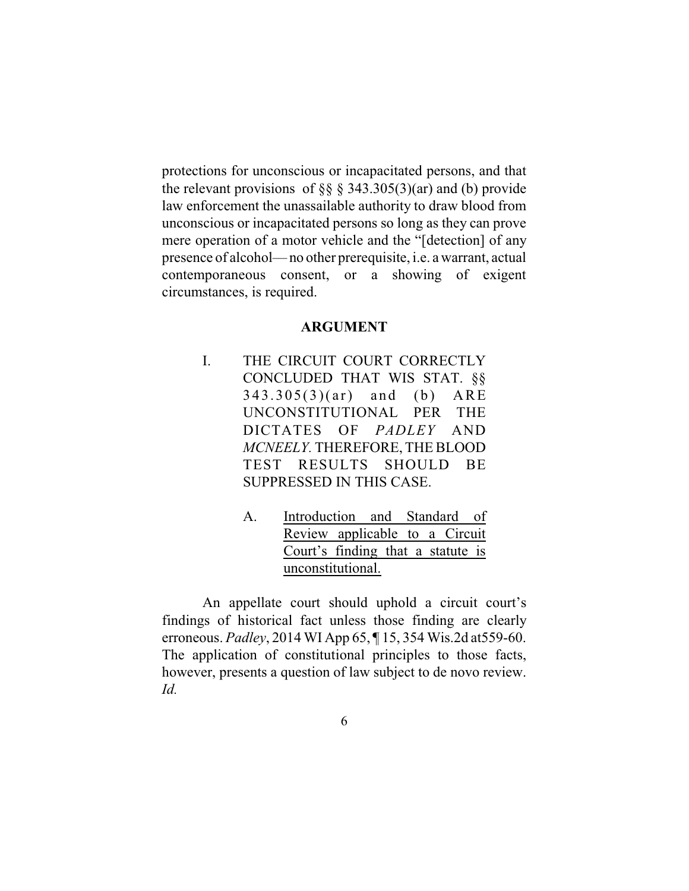protections for unconscious or incapacitated persons, and that the relevant provisions of §§ § 343.305(3)(ar) and (b) provide law enforcement the unassailable authority to draw blood from unconscious or incapacitated persons so long as they can prove mere operation of a motor vehicle and the "[detection] of any presence of alcohol— no other prerequisite, i.e. a warrant, actual contemporaneous consent, or a showing of exigent circumstances, is required.

## ARGUMENT

### I. THE CIRCUIT COURT CORRECTLY CONCLUDED THAT WIS STAT. §§ 343.305(3)(ar) and (b) ARE UNCONSTITUTIONAL PER THE DICTATES OF *PADLEY* AND *MCNEELY*. THEREFORE, THE BLOOD TEST RESULTS SHOULD BE SUPPRESSED IN THIS CASE.

#### A. Introduction and Standard of Review applicable to a Circuit Court's finding that a statute is unconstitutional.

An appellate court should uphold a circuit court's findings of historical fact unless those finding are clearly erroneous. *Padley*, 2014 WI App 65, ¶ 15, 354 Wis.2d at559-60. The application of constitutional principles to those facts, however, presents a question of law subject to de novo review. *Id.*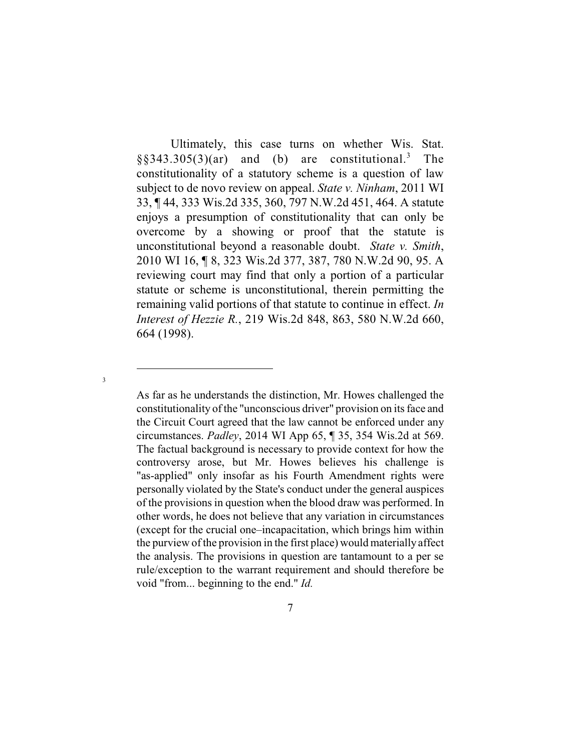Ultimately, this case turns on whether Wis. Stat. §§343.305(3)(ar) and (b) are constitutional.[3] The constitutionality of a statutory scheme is a question of law subject to de novo review on appeal. *State v. Ninham*, 2011 WI 33, ¶ 44, 333 Wis.2d 335, 360, 797 N.W.2d 451, 464. A statute enjoys a presumption of constitutionality that can only be overcome by a showing or proof that the statute is unconstitutional beyond a reasonable doubt. *State v. Smith*, 2010 WI 16, ¶ 8, 323 Wis.2d 377, 387, 780 N.W.2d 90, 95. A reviewing court may find that only a portion of a particular statute or scheme is unconstitutional, therein permitting the remaining valid portions of that statute to continue in effect. *In Interest of Hezzie R.*, 219 Wis.2d 848, 863, 580 N.W.2d 660, 664 (1998).

---

[3] As far as he understands the distinction, Mr. Howes challenged the constitutionality of the "unconscious driver" provision on its face and the Circuit Court agreed that the law cannot be enforced under any circumstances. *Padley*, 2014 WI App 65, ¶ 35, 354 Wis.2d at 569. The factual background is necessary to provide context for how the controversy arose, but Mr. Howes believes his challenge is "as-applied" only insofar as his Fourth Amendment rights were personally violated by the State's conduct under the general auspices of the provisions in question when the blood draw was performed. In other words, he does not believe that any variation in circumstances (except for the crucial one–incapacitation, which brings him within the purview of the provision in the first place) would materially affect the analysis. The provisions in question are tantamount to a per se rule/exception to the warrant requirement and should therefore be void "from... beginning to the end." *Id.*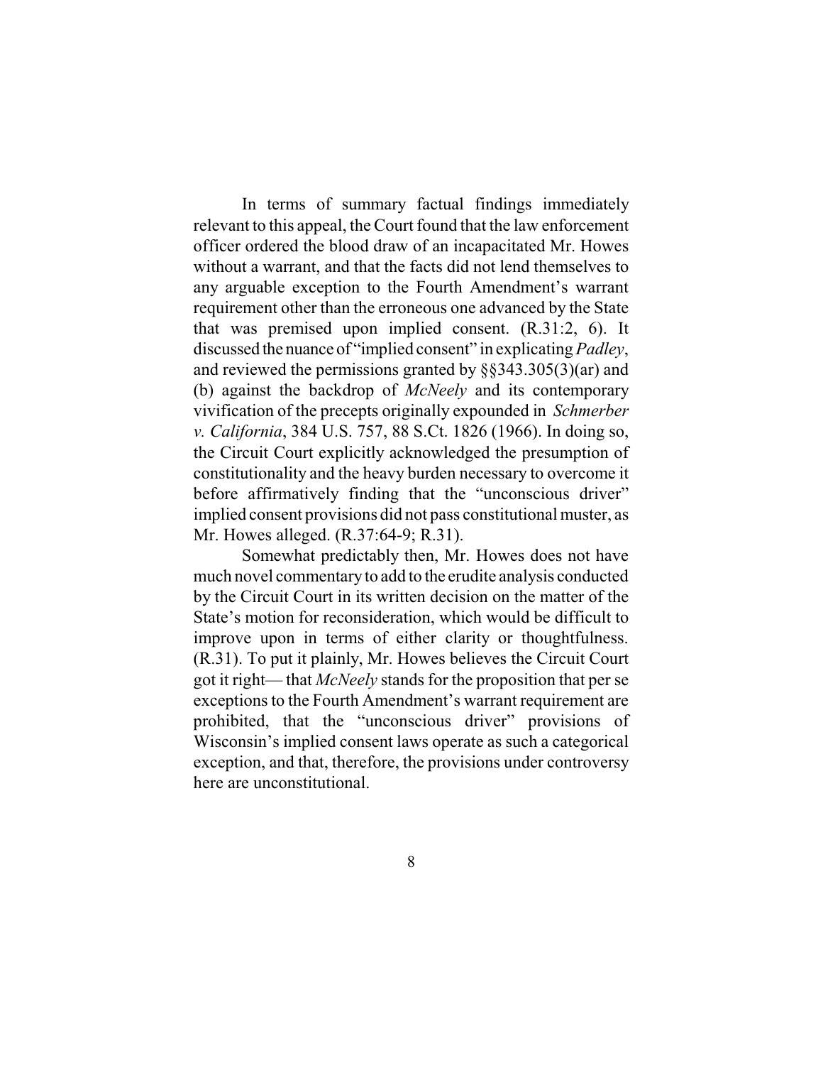In terms of summary factual findings immediately relevant to this appeal, the Court found that the law enforcement officer ordered the blood draw of an incapacitated Mr. Howes without a warrant, and that the facts did not lend themselves to any arguable exception to the Fourth Amendment's warrant requirement other than the erroneous one advanced by the State that was premised upon implied consent. (R.31:2, 6). It discussed the nuance of "implied consent" in explicating *Padley*, and reviewed the permissions granted by §§343.305(3)(ar) and (b) against the backdrop of *McNeely* and its contemporary vivification of the precepts originally expounded in *Schmerber v. California*, 384 U.S. 757, 88 S.Ct. 1826 (1966). In doing so, the Circuit Court explicitly acknowledged the presumption of constitutionality and the heavy burden necessary to overcome it before affirmatively finding that the "unconscious driver" implied consent provisions did not pass constitutional muster, as Mr. Howes alleged. (R.37:64-9; R.31).

Somewhat predictably then, Mr. Howes does not have much novel commentary to add to the erudite analysis conducted by the Circuit Court in its written decision on the matter of the State's motion for reconsideration, which would be difficult to improve upon in terms of either clarity or thoughtfulness. (R.31). To put it plainly, Mr. Howes believes the Circuit Court got it right— that *McNeely* stands for the proposition that per se exceptions to the Fourth Amendment's warrant requirement are prohibited, that the "unconscious driver" provisions of Wisconsin's implied consent laws operate as such a categorical exception, and that, therefore, the provisions under controversy here are unconstitutional.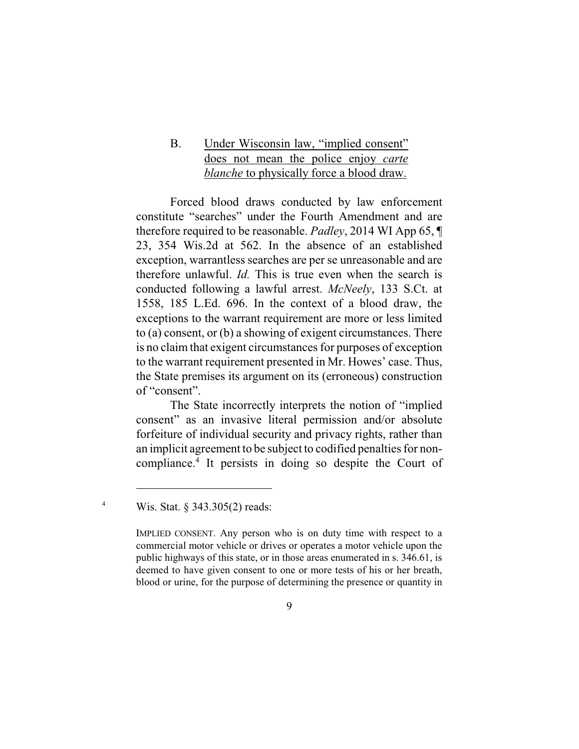### B. Under Wisconsin law, "implied consent" does not mean the police enjoy *carte blanche* to physically force a blood draw.

Forced blood draws conducted by law enforcement constitute "searches" under the Fourth Amendment and are therefore required to be reasonable. *Padley*, 2014 WI App 65, ¶ 23, 354 Wis.2d at 562. In the absence of an established exception, warrantless searches are per se unreasonable and are therefore unlawful. *Id.* This is true even when the search is conducted following a lawful arrest. *McNeely*, 133 S.Ct. at 1558, 185 L.Ed. 696. In the context of a blood draw, the exceptions to the warrant requirement are more or less limited to (a) consent, or (b) a showing of exigent circumstances. There is no claim that exigent circumstances for purposes of exception to the warrant requirement presented in Mr. Howes' case. Thus, the State premises its argument on its (erroneous) construction of "consent".

The State incorrectly interprets the notion of "implied consent" as an invasive literal permission and/or absolute forfeiture of individual security and privacy rights, rather than an implicit agreement to be subject to codified penalties for non-compliance.[4] It persists in doing so despite the Court of

---

[4] Wis. Stat. § 343.305(2) reads:

IMPLIED CONSENT. Any person who is on duty time with respect to a commercial motor vehicle or drives or operates a motor vehicle upon the public highways of this state, or in those areas enumerated in s. 346.61, is deemed to have given consent to one or more tests of his or her breath, blood or urine, for the purpose of determining the presence or quantity in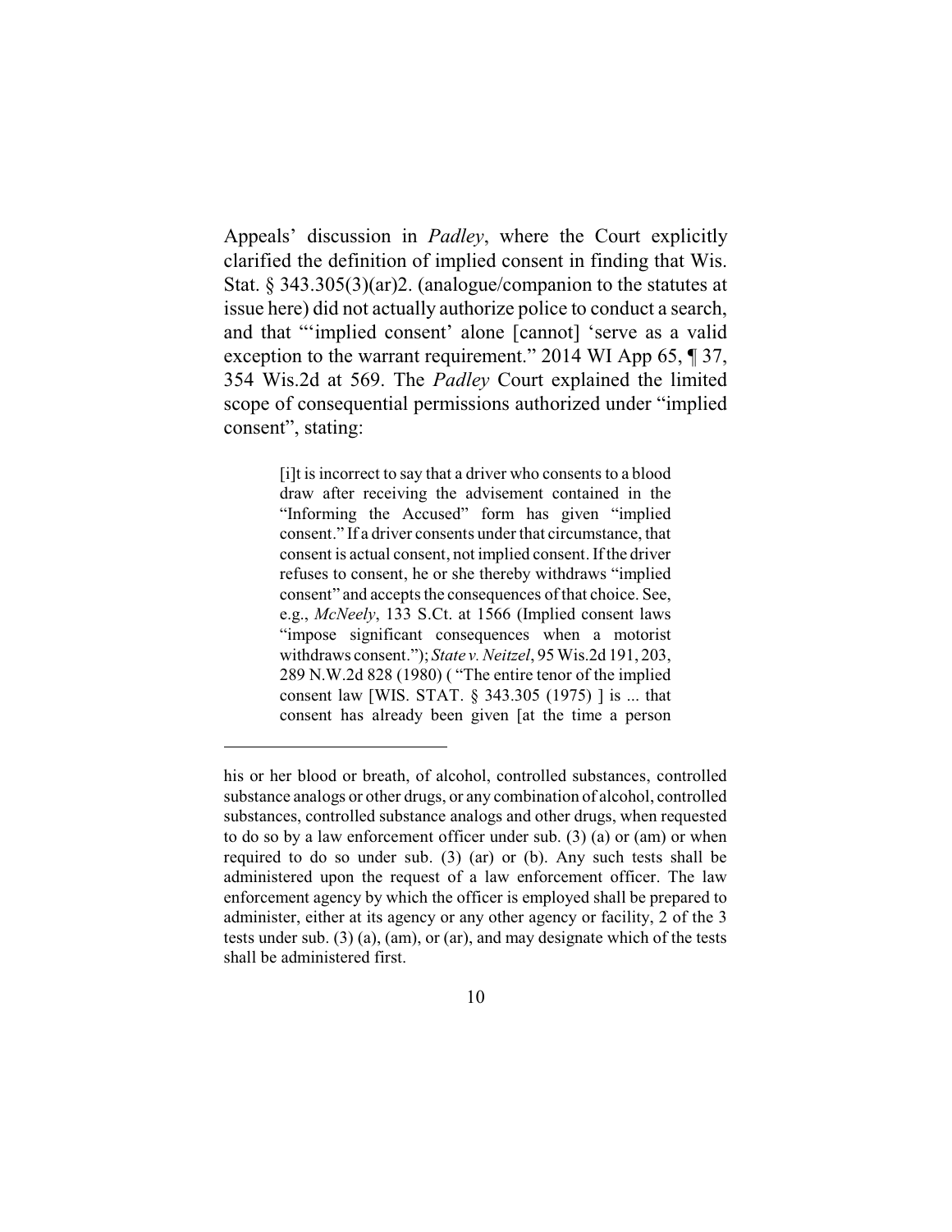Appeals' discussion in *Padley*, where the Court explicitly clarified the definition of implied consent in finding that Wis. Stat. § 343.305(3)(ar)2. (analogue/companion to the statutes at issue here) did not actually authorize police to conduct a search, and that "'implied consent' alone [cannot] 'serve as a valid exception to the warrant requirement." 2014 WI App 65, ¶ 37, 354 Wis.2d at 569. The *Padley* Court explained the limited scope of consequential permissions authorized under "implied consent", stating:

> [i]t is incorrect to say that a driver who consents to a blood draw after receiving the advisement contained in the "Informing the Accused" form has given "implied consent." If a driver consents under that circumstance, that consent is actual consent, not implied consent. If the driver refuses to consent, he or she thereby withdraws "implied consent" and accepts the consequences of that choice. See, e.g., *McNeely*, 133 S.Ct. at 1566 (Implied consent laws "impose significant consequences when a motorist withdraws consent."); *State v. Neitzel*, 95 Wis.2d 191, 203, 289 N.W.2d 828 (1980) ( "The entire tenor of the implied consent law [WIS. STAT. § 343.305 (1975) ] is ... that consent has already been given [at the time a person

---

his or her blood or breath, of alcohol, controlled substances, controlled substance analogs or other drugs, or any combination of alcohol, controlled substances, controlled substance analogs and other drugs, when requested to do so by a law enforcement officer under sub. (3) (a) or (am) or when required to do so under sub. (3) (ar) or (b). Any such tests shall be administered upon the request of a law enforcement officer. The law enforcement agency by which the officer is employed shall be prepared to administer, either at its agency or any other agency or facility, 2 of the 3 tests under sub. (3) (a), (am), or (ar), and may designate which of the tests shall be administered first.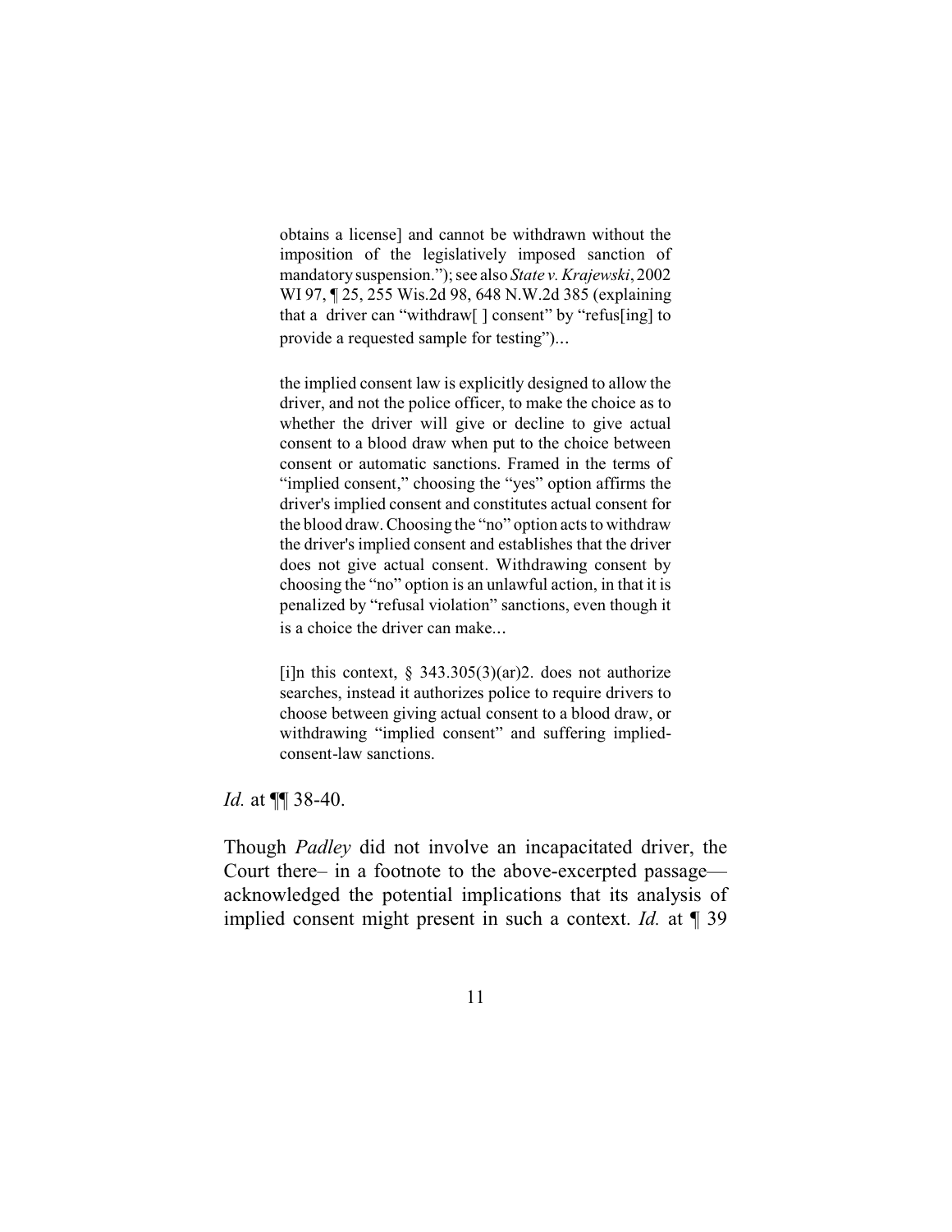> obtains a license] and cannot be withdrawn without the imposition of the legislatively imposed sanction of mandatory suspension."); see also *State v. Krajewski*, 2002 WI 97, ¶ 25, 255 Wis.2d 98, 648 N.W.2d 385 (explaining that a driver can "withdraw[ ] consent" by "refus[ing] to provide a requested sample for testing")...
>
> the implied consent law is explicitly designed to allow the driver, and not the police officer, to make the choice as to whether the driver will give or decline to give actual consent to a blood draw when put to the choice between consent or automatic sanctions. Framed in the terms of "implied consent," choosing the "yes" option affirms the driver's implied consent and constitutes actual consent for the blood draw. Choosing the "no" option acts to withdraw the driver's implied consent and establishes that the driver does not give actual consent. Withdrawing consent by choosing the "no" option is an unlawful action, in that it is penalized by "refusal violation" sanctions, even though it is a choice the driver can make...
>
> [i]n this context, § 343.305(3)(ar)2. does not authorize searches, instead it authorizes police to require drivers to choose between giving actual consent to a blood draw, or withdrawing "implied consent" and suffering implied-consent-law sanctions.

*Id.* at ¶¶ 38-40.

Though *Padley* did not involve an incapacitated driver, the Court there– in a footnote to the above-excerpted passage— acknowledged the potential implications that its analysis of implied consent might present in such a context. *Id.* at ¶ 39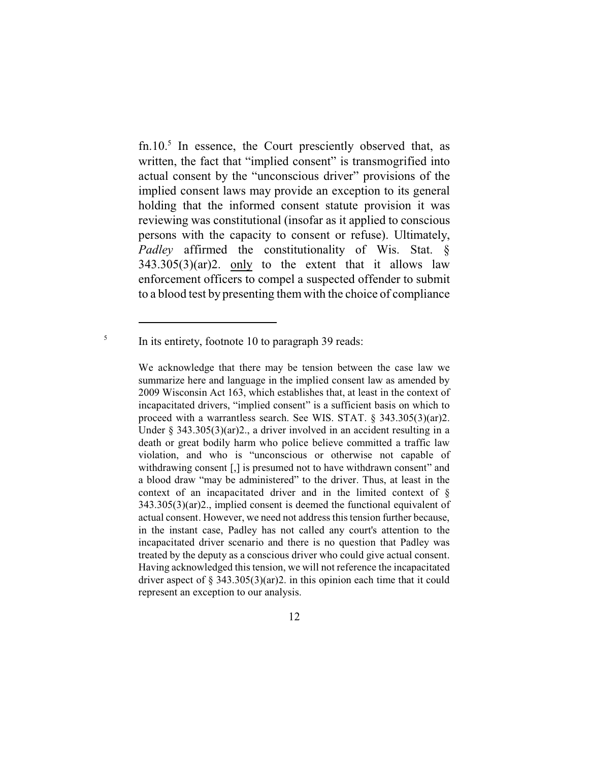fn.10.[5] In essence, the Court presciently observed that, as written, the fact that "implied consent" is transmogrified into actual consent by the "unconscious driver" provisions of the implied consent laws may provide an exception to its general holding that the informed consent statute provision it was reviewing was constitutional (insofar as it applied to conscious persons with the capacity to consent or refuse). Ultimately, *Padley* affirmed the constitutionality of Wis. Stat. § 343.305(3)(ar)2. <u>only</u> to the extent that it allows law enforcement officers to compel a suspected offender to submit to a blood test by presenting them with the choice of compliance

---

[5] In its entirety, footnote 10 to paragraph 39 reads:

> We acknowledge that there may be tension between the case law we summarize here and language in the implied consent law as amended by 2009 Wisconsin Act 163, which establishes that, at least in the context of incapacitated drivers, "implied consent" is a sufficient basis on which to proceed with a warrantless search. See WIS. STAT. § 343.305(3)(ar)2. Under § 343.305(3)(ar)2., a driver involved in an accident resulting in a death or great bodily harm who police believe committed a traffic law violation, and who is "unconscious or otherwise not capable of withdrawing consent [,] is presumed not to have withdrawn consent" and a blood draw "may be administered" to the driver. Thus, at least in the context of an incapacitated driver and in the limited context of § 343.305(3)(ar)2., implied consent is deemed the functional equivalent of actual consent. However, we need not address this tension further because, in the instant case, Padley has not called any court's attention to the incapacitated driver scenario and there is no question that Padley was treated by the deputy as a conscious driver who could give actual consent. Having acknowledged this tension, we will not reference the incapacitated driver aspect of § 343.305(3)(ar)2. in this opinion each time that it could represent an exception to our analysis.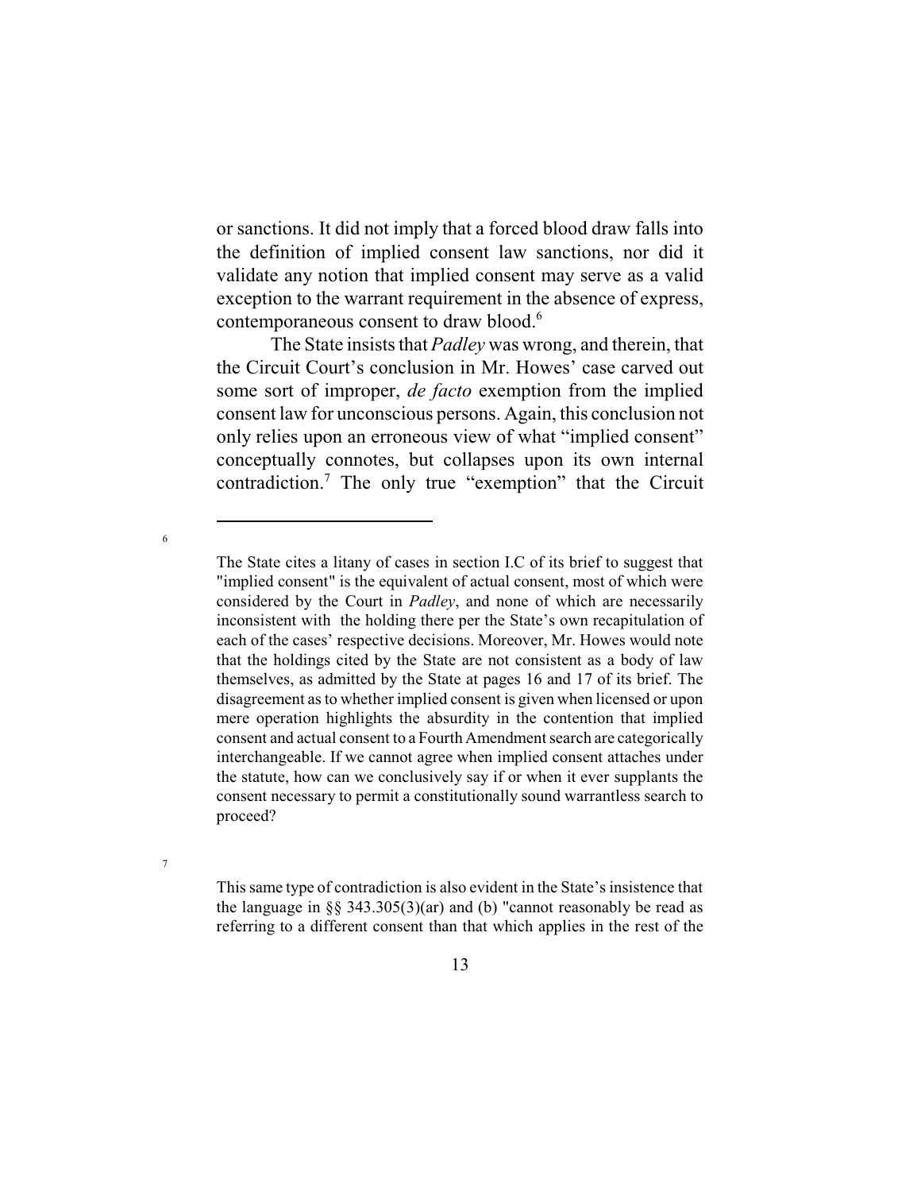or sanctions. It did not imply that a forced blood draw falls into the definition of implied consent law sanctions, nor did it validate any notion that implied consent may serve as a valid exception to the warrant requirement in the absence of express, contemporaneous consent to draw blood.[6]

The State insists that *Padley* was wrong, and therein, that the Circuit Court's conclusion in Mr. Howes' case carved out some sort of improper, *de facto* exemption from the implied consent law for unconscious persons. Again, this conclusion not only relies upon an erroneous view of what "implied consent" conceptually connotes, but collapses upon its own internal contradiction.[7] The only true "exemption" that the Circuit

---

[6] The State cites a litany of cases in section I.C of its brief to suggest that "implied consent" is the equivalent of actual consent, most of which were considered by the Court in *Padley*, and none of which are necessarily inconsistent with the holding there per the State's own recapitulation of each of the cases' respective decisions. Moreover, Mr. Howes would note that the holdings cited by the State are not consistent as a body of law themselves, as admitted by the State at pages 16 and 17 of its brief. The disagreement as to whether implied consent is given when licensed or upon mere operation highlights the absurdity in the contention that implied consent and actual consent to a Fourth Amendment search are categorically interchangeable. If we cannot agree when implied consent attaches under the statute, how can we conclusively say if or when it ever supplants the consent necessary to permit a constitutionally sound warrantless search to proceed?

[7] This same type of contradiction is also evident in the State's insistence that the language in §§ 343.305(3)(ar) and (b) "cannot reasonably be read as referring to a different consent than that which applies in the rest of the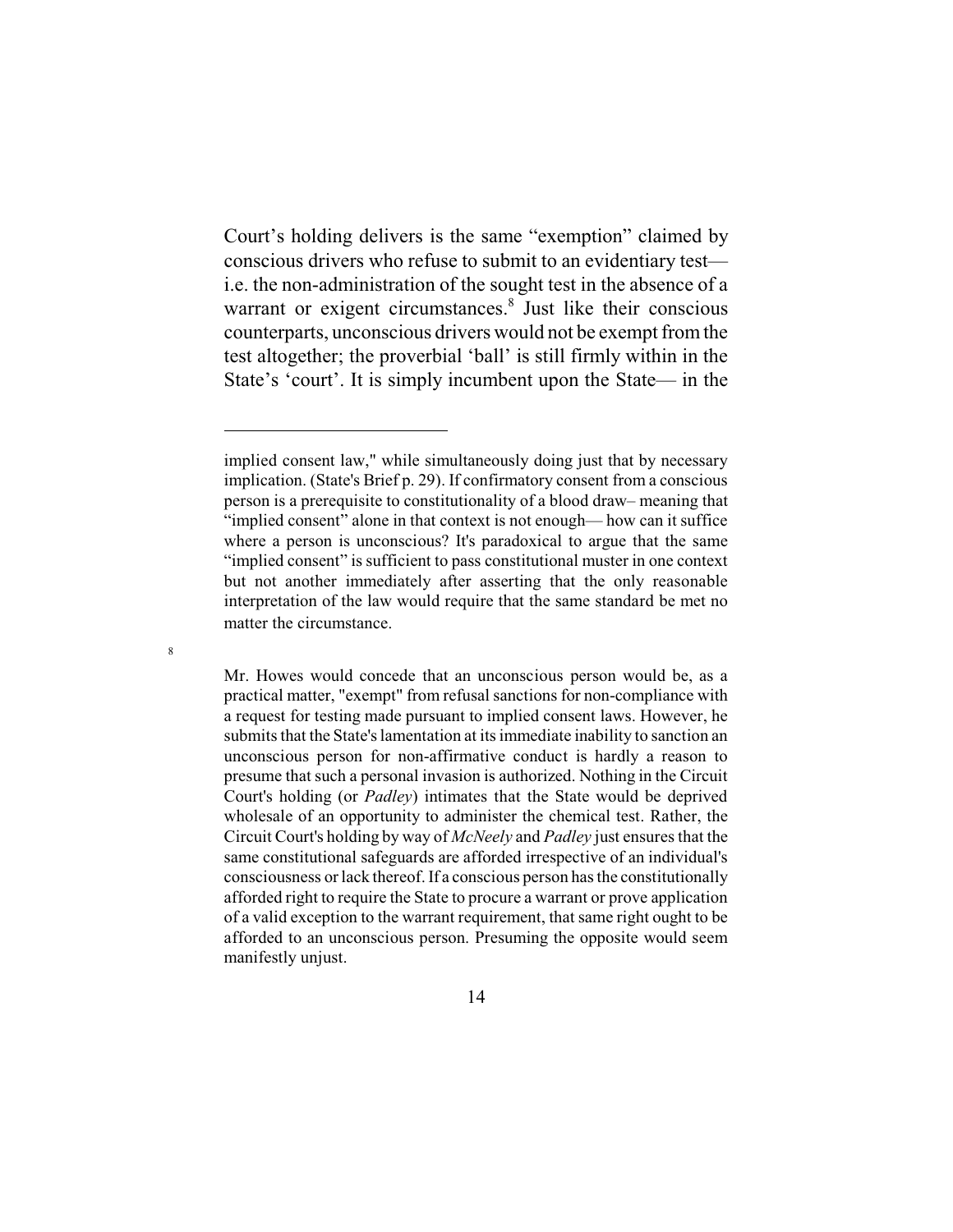Court's holding delivers is the same "exemption" claimed by conscious drivers who refuse to submit to an evidentiary test— i.e. the non-administration of the sought test in the absence of a warrant or exigent circumstances.[8] Just like their conscious counterparts, unconscious drivers would not be exempt from the test altogether; the proverbial 'ball' is still firmly within in the State's 'court'. It is simply incumbent upon the State— in the

---

implied consent law," while simultaneously doing just that by necessary implication. (State's Brief p. 29). If confirmatory consent from a conscious person is a prerequisite to constitutionality of a blood draw– meaning that "implied consent" alone in that context is not enough— how can it suffice where a person is unconscious? It's paradoxical to argue that the same "implied consent" is sufficient to pass constitutional muster in one context but not another immediately after asserting that the only reasonable interpretation of the law would require that the same standard be met no matter the circumstance.

[8] Mr. Howes would concede that an unconscious person would be, as a practical matter, "exempt" from refusal sanctions for non-compliance with a request for testing made pursuant to implied consent laws. However, he submits that the State's lamentation at its immediate inability to sanction an unconscious person for non-affirmative conduct is hardly a reason to presume that such a personal invasion is authorized. Nothing in the Circuit Court's holding (or *Padley*) intimates that the State would be deprived wholesale of an opportunity to administer the chemical test. Rather, the Circuit Court's holding by way of *McNeely* and *Padley* just ensures that the same constitutional safeguards are afforded irrespective of an individual's consciousness or lack thereof. If a conscious person has the constitutionally afforded right to require the State to procure a warrant or prove application of a valid exception to the warrant requirement, that same right ought to be afforded to an unconscious person. Presuming the opposite would seem manifestly unjust.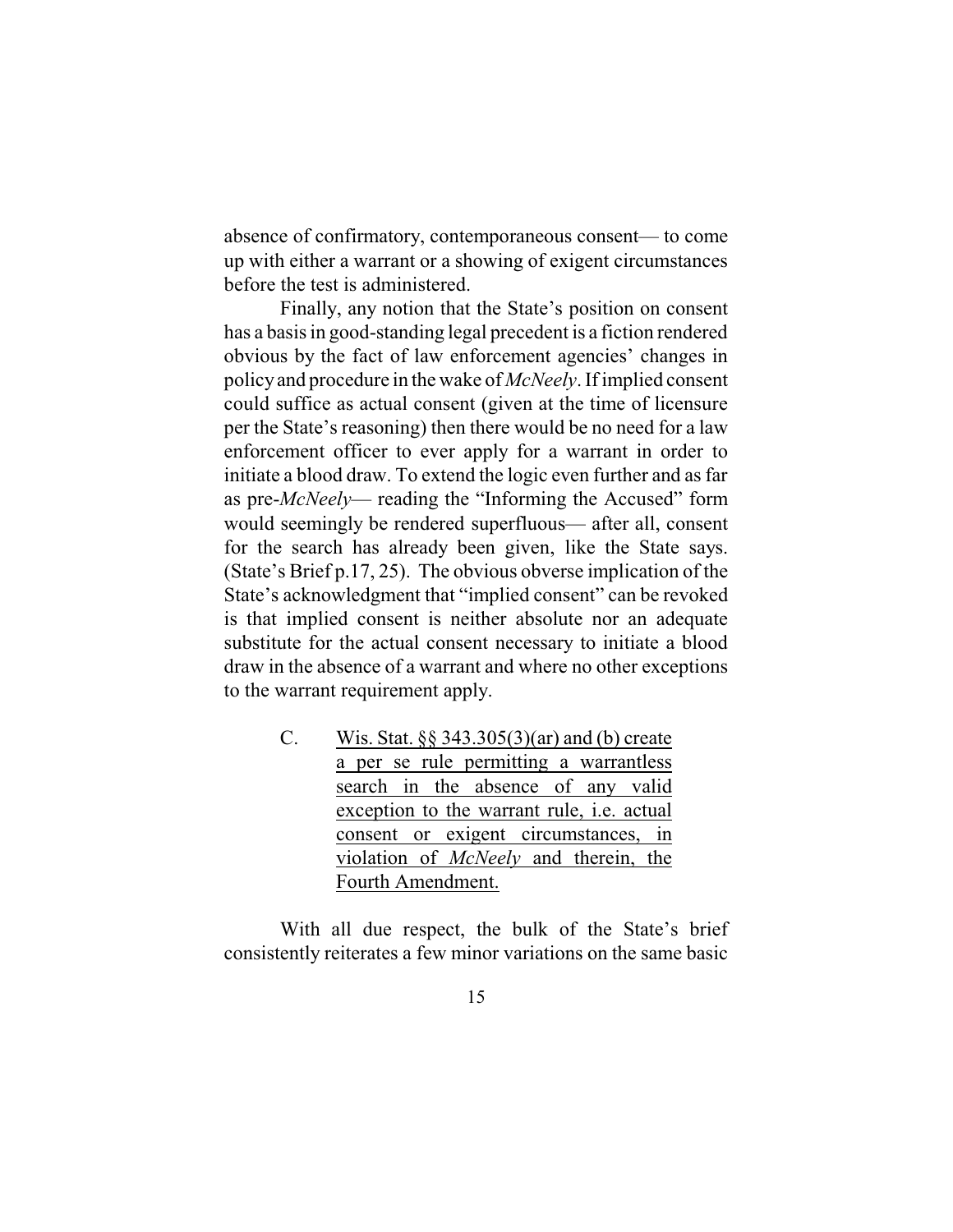absence of confirmatory, contemporaneous consent— to come up with either a warrant or a showing of exigent circumstances before the test is administered.

Finally, any notion that the State's position on consent has a basis in good-standing legal precedent is a fiction rendered obvious by the fact of law enforcement agencies' changes in policy and procedure in the wake of *McNeely*. If implied consent could suffice as actual consent (given at the time of licensure per the State's reasoning) then there would be no need for a law enforcement officer to ever apply for a warrant in order to initiate a blood draw. To extend the logic even further and as far as pre-*McNeely*— reading the "Informing the Accused" form would seemingly be rendered superfluous— after all, consent for the search has already been given, like the State says. (State's Brief p.17, 25). The obvious obverse implication of the State's acknowledgment that "implied consent" can be revoked is that implied consent is neither absolute nor an adequate substitute for the actual consent necessary to initiate a blood draw in the absence of a warrant and where no other exceptions to the warrant requirement apply.

C. <u>Wis. Stat. §§ 343.305(3)(ar) and (b) create a per se rule permitting a warrantless search in the absence of any valid exception to the warrant rule, i.e. actual consent or exigent circumstances, in violation of *McNeely* and therein, the Fourth Amendment.</u>

With all due respect, the bulk of the State's brief consistently reiterates a few minor variations on the same basic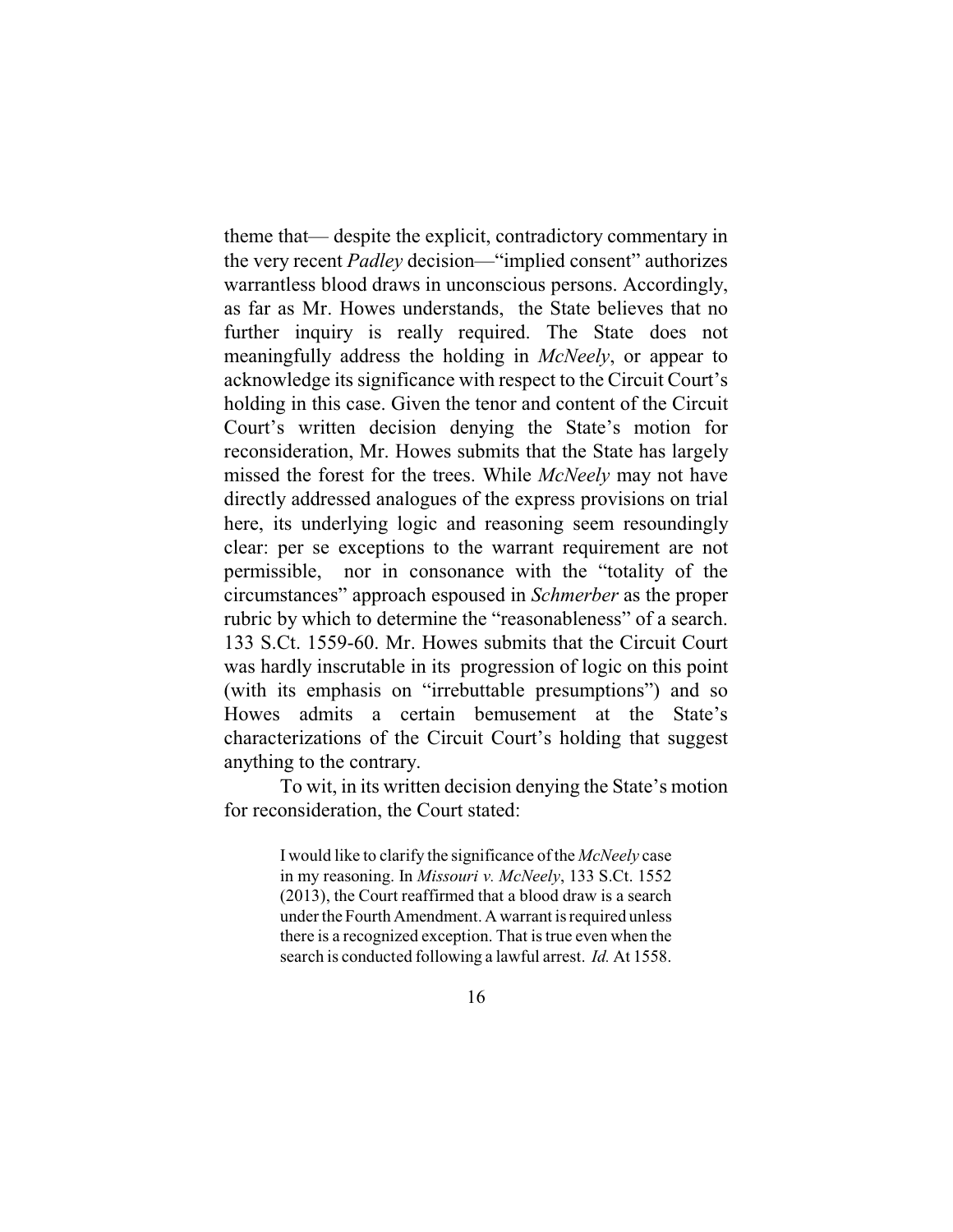theme that— despite the explicit, contradictory commentary in the very recent *Padley* decision—"implied consent" authorizes warrantless blood draws in unconscious persons. Accordingly, as far as Mr. Howes understands, the State believes that no further inquiry is really required. The State does not meaningfully address the holding in *McNeely*, or appear to acknowledge its significance with respect to the Circuit Court's holding in this case. Given the tenor and content of the Circuit Court's written decision denying the State's motion for reconsideration, Mr. Howes submits that the State has largely missed the forest for the trees. While *McNeely* may not have directly addressed analogues of the express provisions on trial here, its underlying logic and reasoning seem resoundingly clear: per se exceptions to the warrant requirement are not permissible, nor in consonance with the "totality of the circumstances" approach espoused in *Schmerber* as the proper rubric by which to determine the "reasonableness" of a search. 133 S.Ct. 1559-60. Mr. Howes submits that the Circuit Court was hardly inscrutable in its progression of logic on this point (with its emphasis on "irrebuttable presumptions") and so Howes admits a certain bemusement at the State's characterizations of the Circuit Court's holding that suggest anything to the contrary.

To wit, in its written decision denying the State's motion for reconsideration, the Court stated:

> I would like to clarify the significance of the *McNeely* case in my reasoning. In *Missouri v. McNeely*, 133 S.Ct. 1552 (2013), the Court reaffirmed that a blood draw is a search under the Fourth Amendment. A warrant is required unless there is a recognized exception. That is true even when the search is conducted following a lawful arrest. *Id.* At 1558.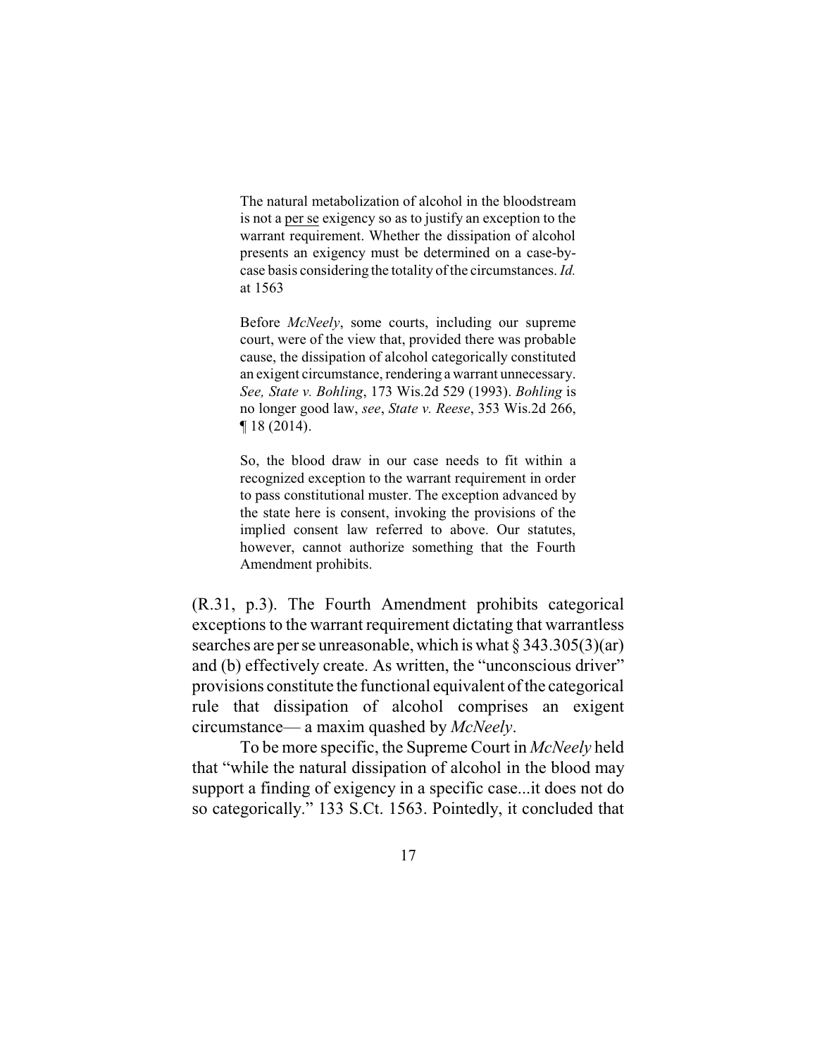> The natural metabolization of alcohol in the bloodstream is not a per se exigency so as to justify an exception to the warrant requirement. Whether the dissipation of alcohol presents an exigency must be determined on a case-by-case basis considering the totality of the circumstances. *Id.* at 1563
>
> Before *McNeely*, some courts, including our supreme court, were of the view that, provided there was probable cause, the dissipation of alcohol categorically constituted an exigent circumstance, rendering a warrant unnecessary. *See, State v. Bohling*, 173 Wis.2d 529 (1993). *Bohling* is no longer good law, *see*, *State v. Reese*, 353 Wis.2d 266, ¶ 18 (2014).
>
> So, the blood draw in our case needs to fit within a recognized exception to the warrant requirement in order to pass constitutional muster. The exception advanced by the state here is consent, invoking the provisions of the implied consent law referred to above. Our statutes, however, cannot authorize something that the Fourth Amendment prohibits.

(R.31, p.3). The Fourth Amendment prohibits categorical exceptions to the warrant requirement dictating that warrantless searches are per se unreasonable, which is what § 343.305(3)(ar) and (b) effectively create. As written, the "unconscious driver" provisions constitute the functional equivalent of the categorical rule that dissipation of alcohol comprises an exigent circumstance— a maxim quashed by *McNeely*.

To be more specific, the Supreme Court in *McNeely* held that "while the natural dissipation of alcohol in the blood may support a finding of exigency in a specific case...it does not do so categorically." 133 S.Ct. 1563. Pointedly, it concluded that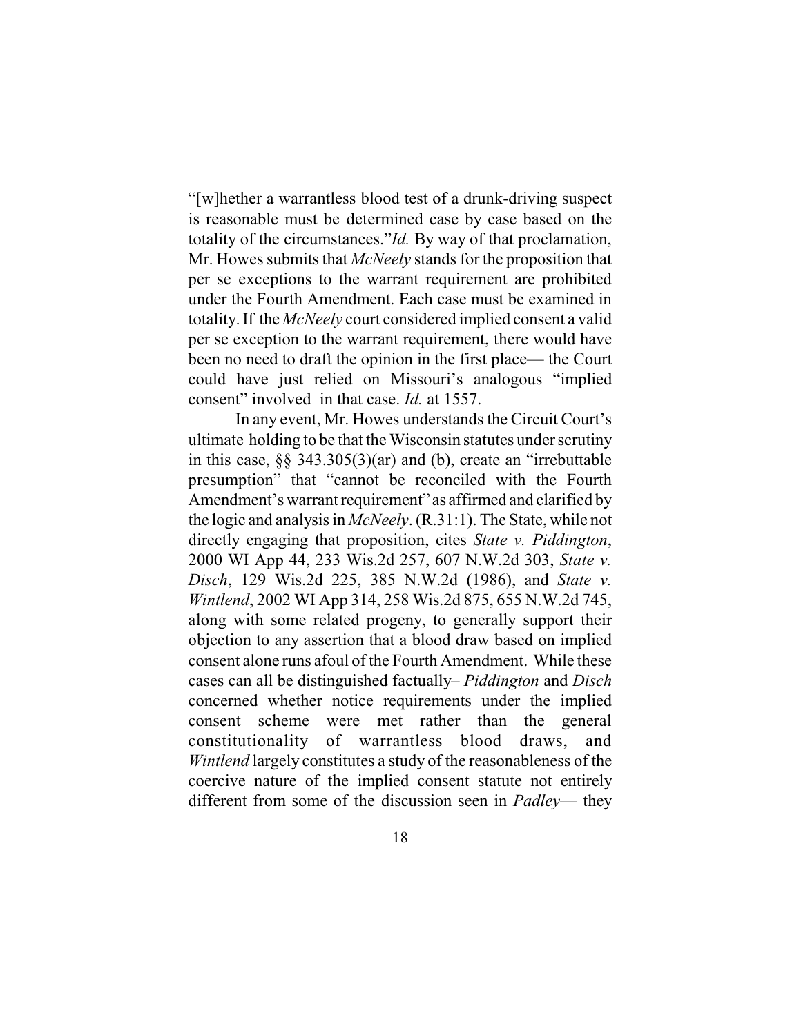"[w]hether a warrantless blood test of a drunk-driving suspect is reasonable must be determined case by case based on the totality of the circumstances."*Id.* By way of that proclamation, Mr. Howes submits that *McNeely* stands for the proposition that per se exceptions to the warrant requirement are prohibited under the Fourth Amendment. Each case must be examined in totality. If the *McNeely* court considered implied consent a valid per se exception to the warrant requirement, there would have been no need to draft the opinion in the first place— the Court could have just relied on Missouri's analogous "implied consent" involved in that case. *Id.* at 1557.

In any event, Mr. Howes understands the Circuit Court's ultimate holding to be that the Wisconsin statutes under scrutiny in this case, §§ 343.305(3)(ar) and (b), create an "irrebuttable presumption" that "cannot be reconciled with the Fourth Amendment's warrant requirement" as affirmed and clarified by the logic and analysis in *McNeely*. (R.31:1). The State, while not directly engaging that proposition, cites *State v. Piddington*, 2000 WI App 44, 233 Wis.2d 257, 607 N.W.2d 303, *State v. Disch*, 129 Wis.2d 225, 385 N.W.2d (1986), and *State v. Wintlend*, 2002 WI App 314, 258 Wis.2d 875, 655 N.W.2d 745, along with some related progeny, to generally support their objection to any assertion that a blood draw based on implied consent alone runs afoul of the Fourth Amendment. While these cases can all be distinguished factually– *Piddington* and *Disch* concerned whether notice requirements under the implied consent scheme were met rather than the general constitutionality of warrantless blood draws, and *Wintlend* largely constitutes a study of the reasonableness of the coercive nature of the implied consent statute not entirely different from some of the discussion seen in *Padley*— they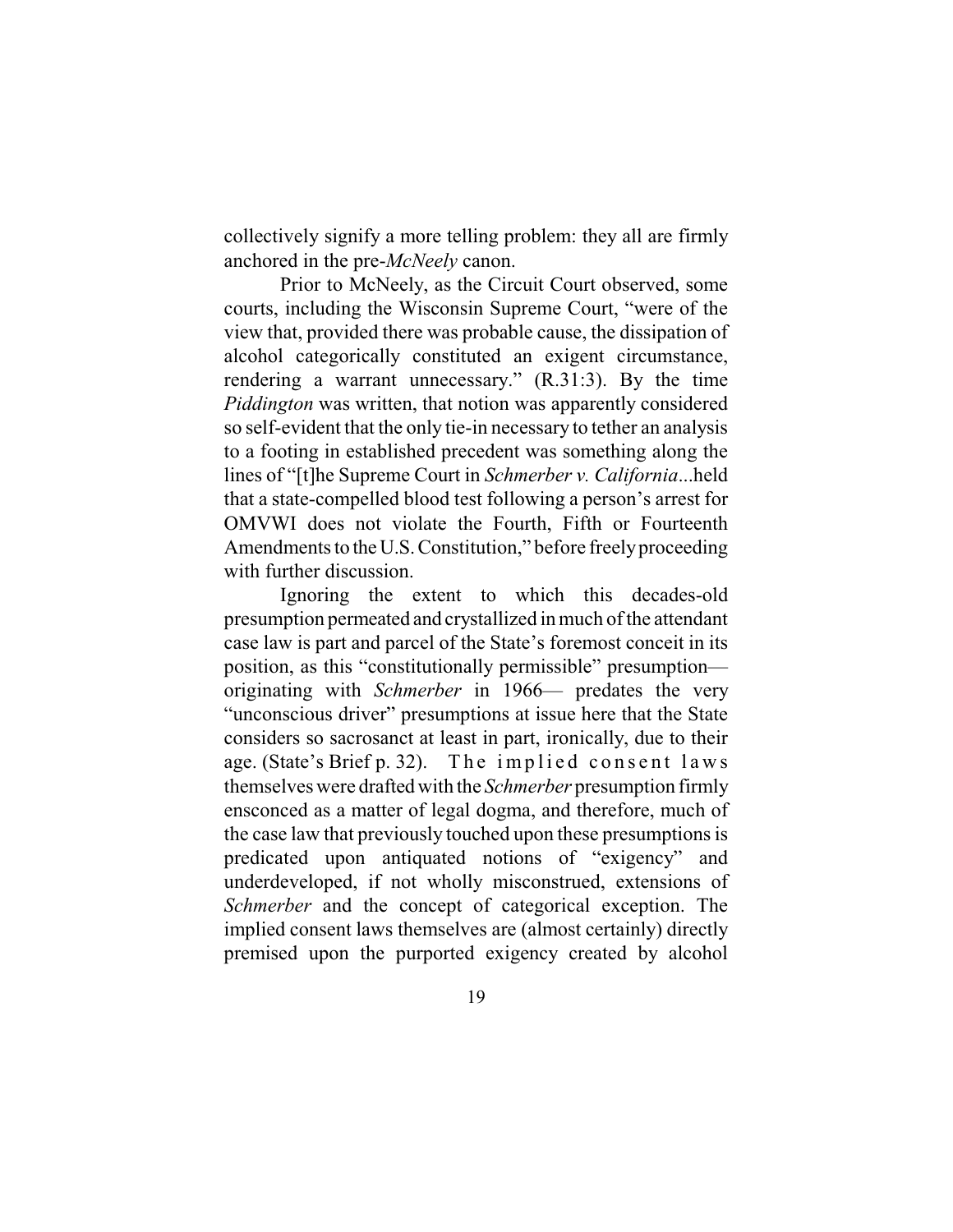collectively signify a more telling problem: they all are firmly anchored in the pre-*McNeely* canon.

Prior to McNeely, as the Circuit Court observed, some courts, including the Wisconsin Supreme Court, "were of the view that, provided there was probable cause, the dissipation of alcohol categorically constituted an exigent circumstance, rendering a warrant unnecessary." (R.31:3). By the time *Piddington* was written, that notion was apparently considered so self-evident that the only tie-in necessary to tether an analysis to a footing in established precedent was something along the lines of "[t]he Supreme Court in *Schmerber v. California*...held that a state-compelled blood test following a person's arrest for OMVWI does not violate the Fourth, Fifth or Fourteenth Amendments to the U.S. Constitution," before freely proceeding with further discussion.

Ignoring the extent to which this decades-old presumption permeated and crystallized in much of the attendant case law is part and parcel of the State's foremost conceit in its position, as this "constitutionally permissible" presumption— originating with *Schmerber* in 1966— predates the very "unconscious driver" presumptions at issue here that the State considers so sacrosanct at least in part, ironically, due to their age. (State's Brief p. 32). The implied consent laws themselves were drafted with the *Schmerber* presumption firmly ensconced as a matter of legal dogma, and therefore, much of the case law that previously touched upon these presumptions is predicated upon antiquated notions of "exigency" and underdeveloped, if not wholly misconstrued, extensions of *Schmerber* and the concept of categorical exception. The implied consent laws themselves are (almost certainly) directly premised upon the purported exigency created by alcohol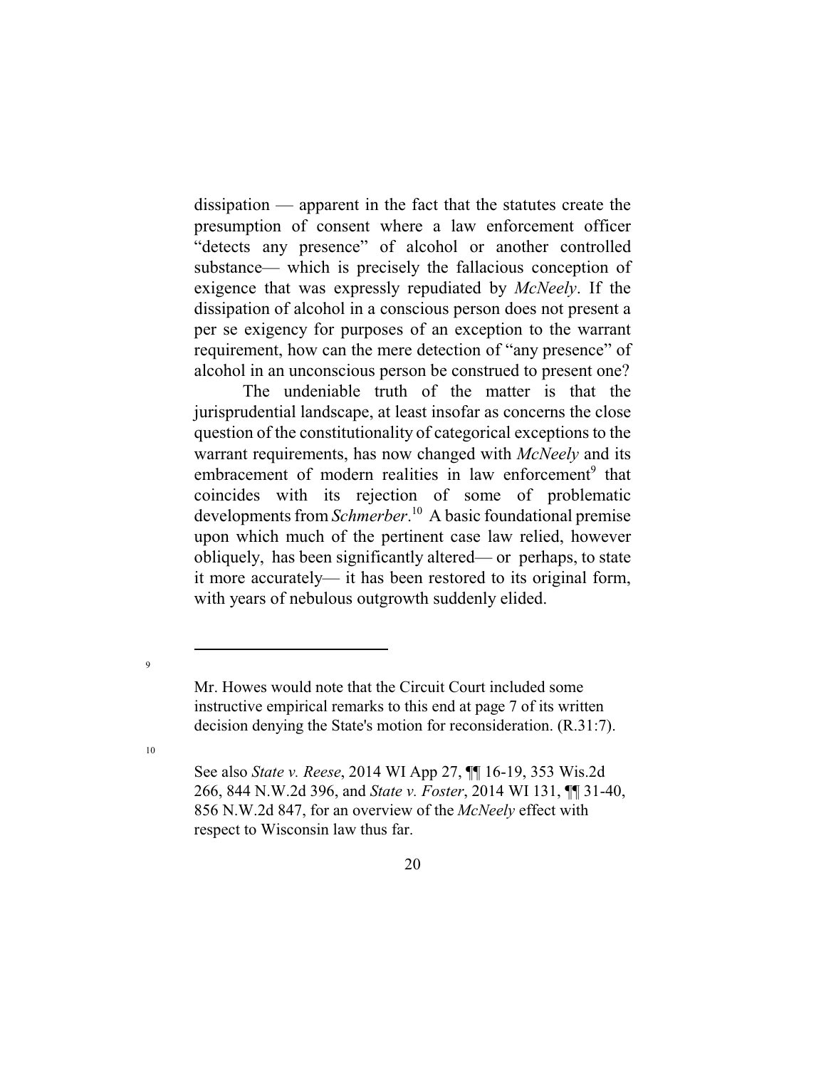dissipation — apparent in the fact that the statutes create the presumption of consent where a law enforcement officer "detects any presence" of alcohol or another controlled substance— which is precisely the fallacious conception of exigence that was expressly repudiated by *McNeely*. If the dissipation of alcohol in a conscious person does not present a per se exigency for purposes of an exception to the warrant requirement, how can the mere detection of "any presence" of alcohol in an unconscious person be construed to present one?

The undeniable truth of the matter is that the jurisprudential landscape, at least insofar as concerns the close question of the constitutionality of categorical exceptions to the warrant requirements, has now changed with *McNeely* and its embracement of modern realities in law enforcement[9] that coincides with its rejection of some of problematic developments from *Schmerber*.[10] A basic foundational premise upon which much of the pertinent case law relied, however obliquely, has been significantly altered— or perhaps, to state it more accurately— it has been restored to its original form, with years of nebulous outgrowth suddenly elided.

---

[9] Mr. Howes would note that the Circuit Court included some instructive empirical remarks to this end at page 7 of its written decision denying the State's motion for reconsideration. (R.31:7).

[10] See also *State v. Reese*, 2014 WI App 27, ¶¶ 16-19, 353 Wis.2d 266, 844 N.W.2d 396, and *State v. Foster*, 2014 WI 131, ¶¶ 31-40, 856 N.W.2d 847, for an overview of the *McNeely* effect with respect to Wisconsin law thus far.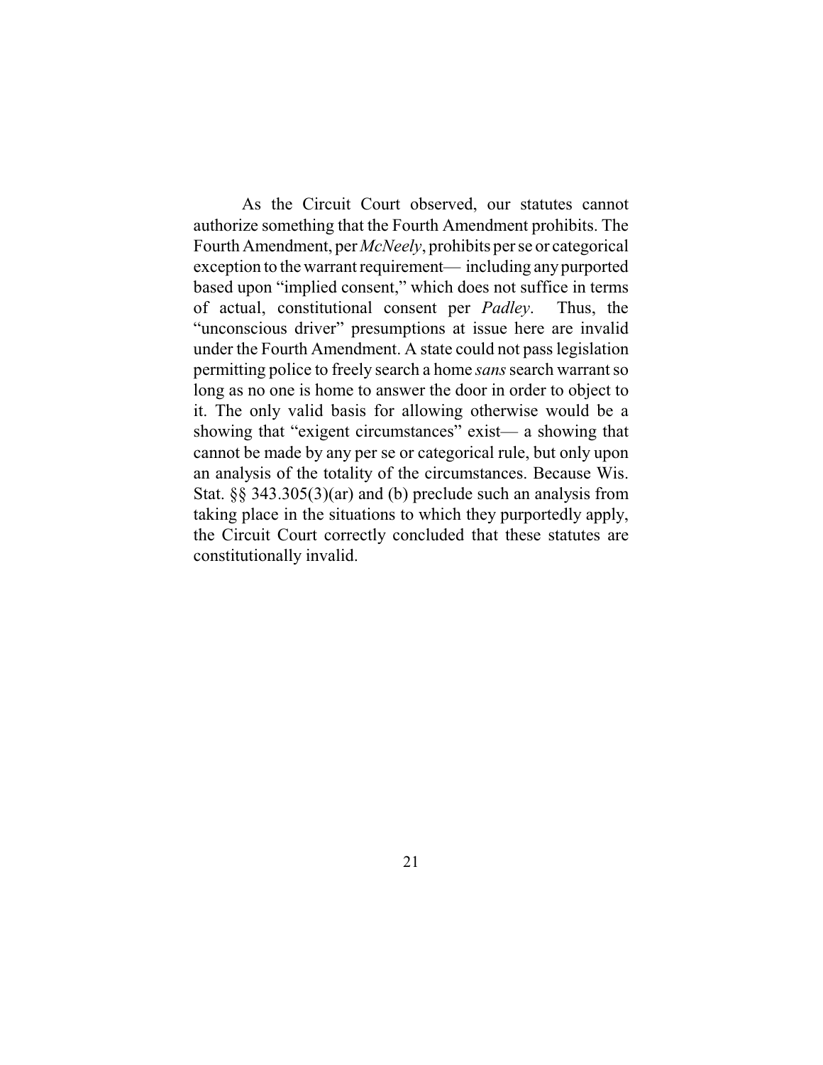As the Circuit Court observed, our statutes cannot authorize something that the Fourth Amendment prohibits. The Fourth Amendment, per *McNeely*, prohibits per se or categorical exception to the warrant requirement— including any purported based upon "implied consent," which does not suffice in terms of actual, constitutional consent per *Padley*. Thus, the "unconscious driver" presumptions at issue here are invalid under the Fourth Amendment. A state could not pass legislation permitting police to freely search a home *sans* search warrant so long as no one is home to answer the door in order to object to it. The only valid basis for allowing otherwise would be a showing that "exigent circumstances" exist— a showing that cannot be made by any per se or categorical rule, but only upon an analysis of the totality of the circumstances. Because Wis. Stat. §§ 343.305(3)(ar) and (b) preclude such an analysis from taking place in the situations to which they purportedly apply, the Circuit Court correctly concluded that these statutes are constitutionally invalid.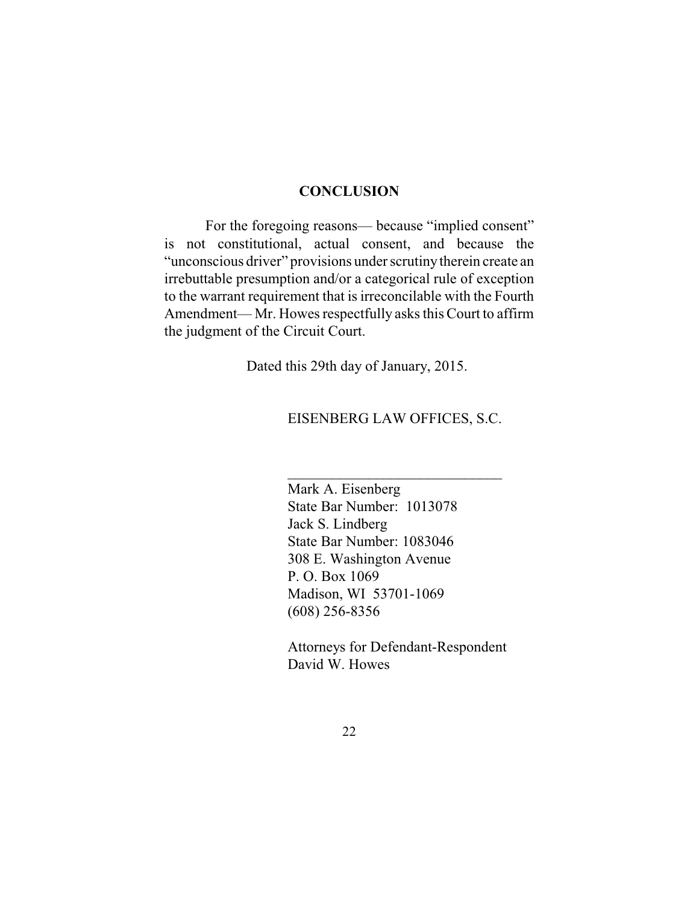## CONCLUSION

For the foregoing reasons— because "implied consent" is not constitutional, actual consent, and because the "unconscious driver" provisions under scrutiny therein create an irrebuttable presumption and/or a categorical rule of exception to the warrant requirement that is irreconcilable with the Fourth Amendment— Mr. Howes respectfully asks this Court to affirm the judgment of the Circuit Court.

Dated this 29th day of January, 2015.

EISENBERG LAW OFFICES, S.C.

\_\_\_\_\_\_\_\_\_\_\_\_\_\_\_\_\_\_\_\_\_\_\_\_\_\_\_\_\_\_

Mark A. Eisenberg
State Bar Number: 1013078
Jack S. Lindberg
State Bar Number: 1083046
308 E. Washington Avenue
P. O. Box 1069
Madison, WI 53701-1069
(608) 256-8356

Attorneys for Defendant-Respondent
David W. Howes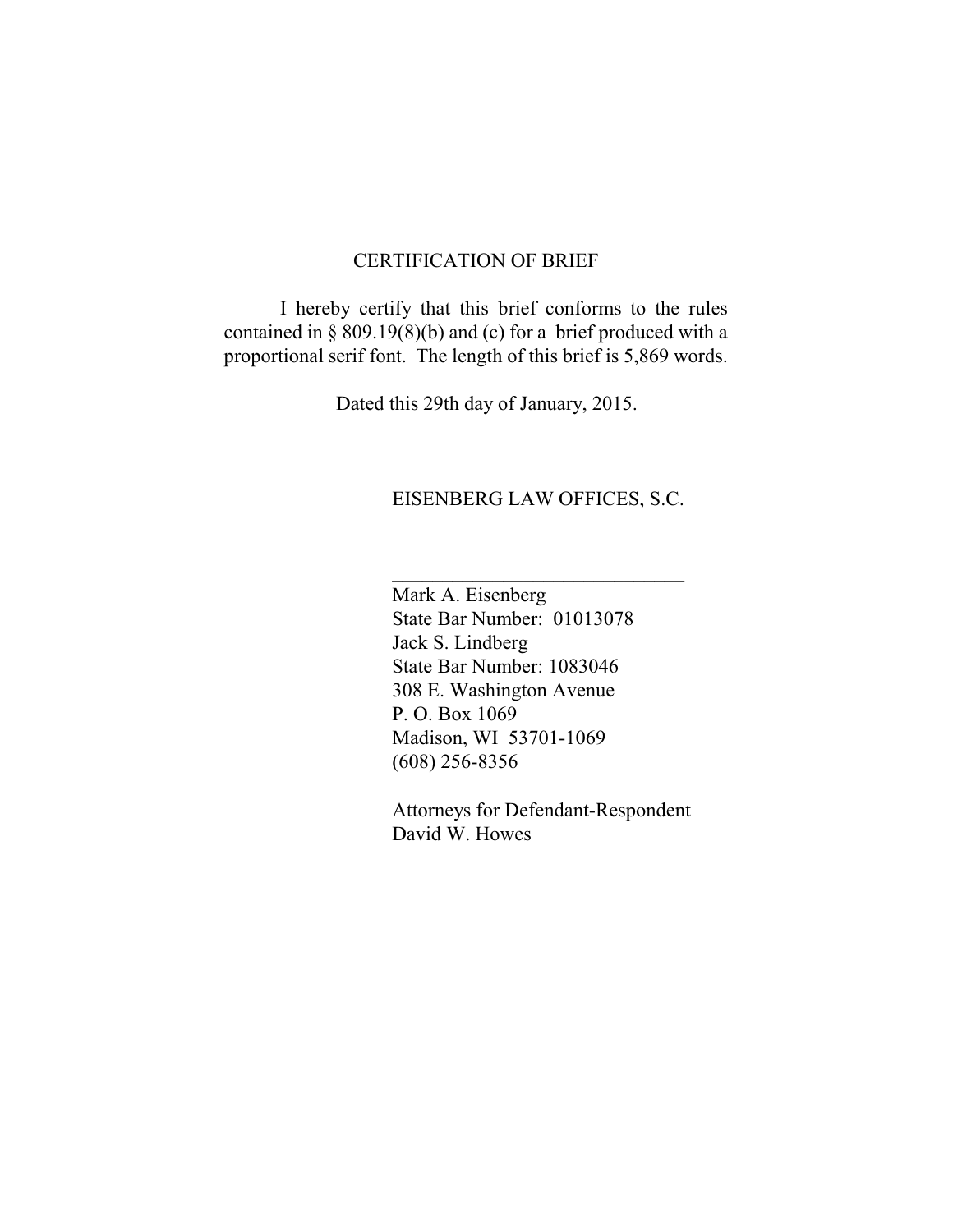## CERTIFICATION OF BRIEF

I hereby certify that this brief conforms to the rules contained in § 809.19(8)(b) and (c) for a brief produced with a proportional serif font. The length of this brief is 5,869 words.

Dated this 29th day of January, 2015.

EISENBERG LAW OFFICES, S.C.

______________________________

Mark A. Eisenberg
State Bar Number: 01013078
Jack S. Lindberg
State Bar Number: 1083046
308 E. Washington Avenue
P. O. Box 1069
Madison, WI 53701-1069
(608) 256-8356

Attorneys for Defendant-Respondent
David W. Howes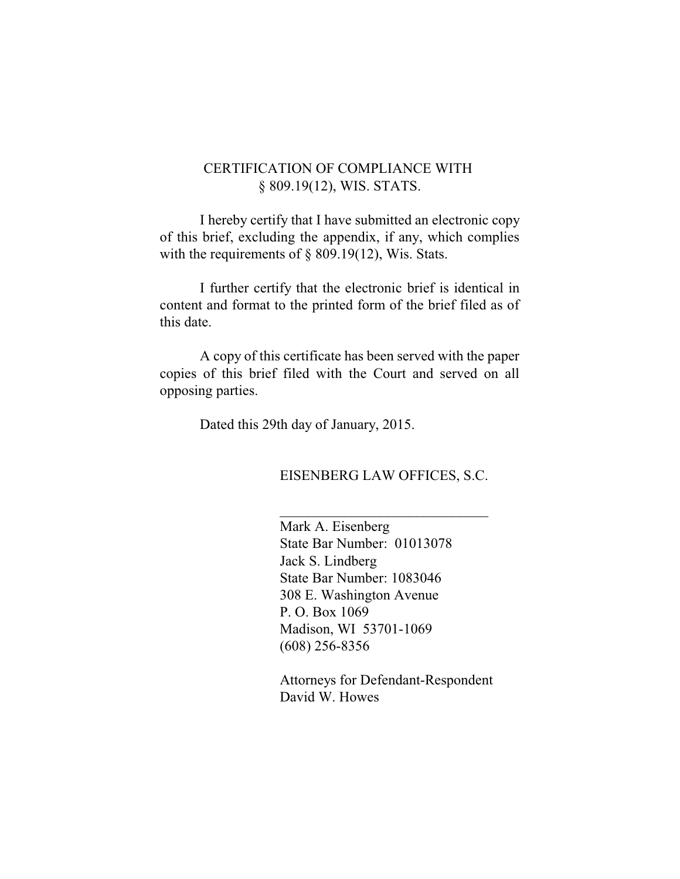## CERTIFICATION OF COMPLIANCE WITH § 809.19(12), WIS. STATS.

I hereby certify that I have submitted an electronic copy of this brief, excluding the appendix, if any, which complies with the requirements of § 809.19(12), Wis. Stats.

I further certify that the electronic brief is identical in content and format to the printed form of the brief filed as of this date.

A copy of this certificate has been served with the paper copies of this brief filed with the Court and served on all opposing parties.

Dated this 29th day of January, 2015.

EISENBERG LAW OFFICES, S.C.

\_\_\_\_\_\_\_\_\_\_\_\_\_\_\_\_\_\_\_\_\_\_\_\_\_\_\_\_\_\_

Mark A. Eisenberg
State Bar Number: 01013078
Jack S. Lindberg
State Bar Number: 1083046
308 E. Washington Avenue
P. O. Box 1069
Madison, WI 53701-1069
(608) 256-8356

Attorneys for Defendant-Respondent
David W. Howes